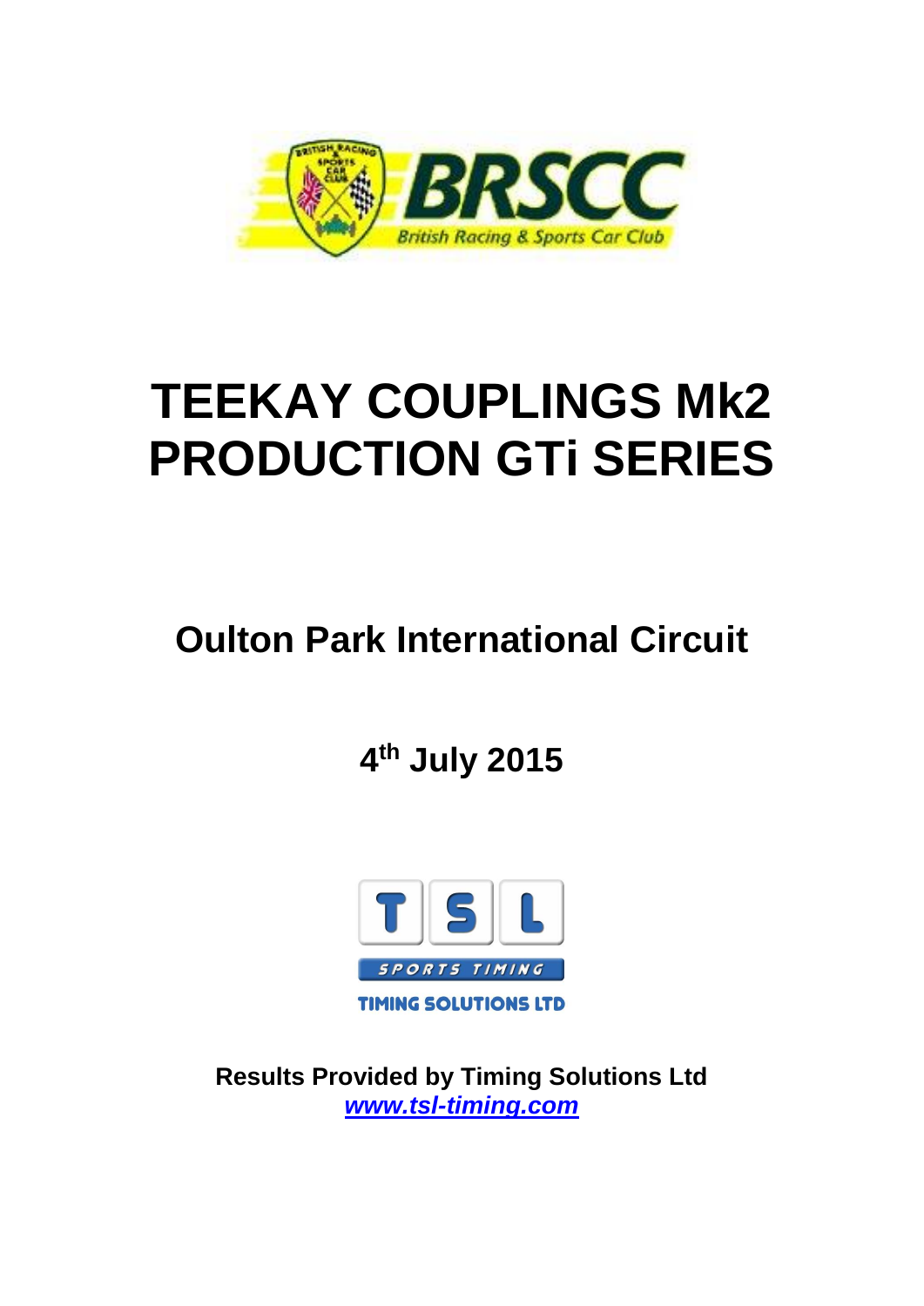# TEEKAY COUPLINGS Mk2 PRODUCTION GTi SERIES

## Oulton Park International Circuit

## 4th July 2015

**Results Provided by Timing Solutions Ltd**
***www.tsl-timing.com***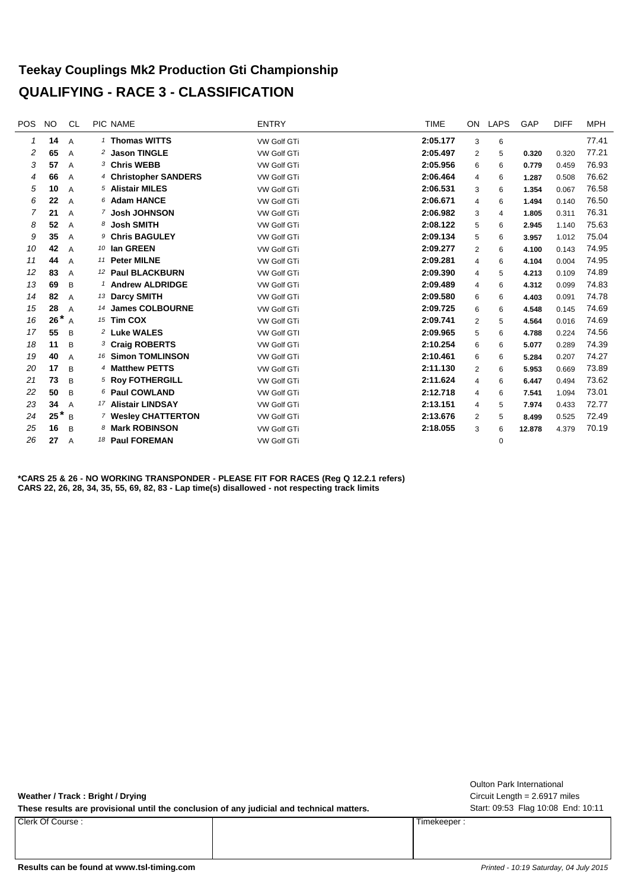# Teekay Couplings Mk2 Production Gti Championship

## QUALIFYING - RACE 3 - CLASSIFICATION

| POS | NO | CL | PIC | NAME | ENTRY | TIME | ON | LAPS | GAP | DIFF | MPH |
|---|---|---|---|---|---|---|---|---|---|---|---|
| 1 | **14** | A | 1 | **Thomas WITTS** | VW Golf GTi | **2:05.177** | 3 | 6 | | | 77.41 |
| 2 | **65** | A | 2 | **Jason TINGLE** | VW Golf GTi | **2:05.497** | 2 | 5 | **0.320** | 0.320 | 77.21 |
| 3 | **57** | A | 3 | **Chris WEBB** | VW Golf GTi | **2:05.956** | 6 | 6 | **0.779** | 0.459 | 76.93 |
| 4 | **66** | A | 4 | **Christopher SANDERS** | VW Golf GTi | **2:06.464** | 4 | 6 | **1.287** | 0.508 | 76.62 |
| 5 | **10** | A | 5 | **Alistair MILES** | VW Golf GTi | **2:06.531** | 3 | 6 | **1.354** | 0.067 | 76.58 |
| 6 | **22** | A | 6 | **Adam HANCE** | VW Golf GTi | **2:06.671** | 4 | 6 | **1.494** | 0.140 | 76.50 |
| 7 | **21** | A | 7 | **Josh JOHNSON** | VW Golf GTi | **2:06.982** | 3 | 4 | **1.805** | 0.311 | 76.31 |
| 8 | **52** | A | 8 | **Josh SMITH** | VW Golf GTi | **2:08.122** | 5 | 6 | **2.945** | 1.140 | 75.63 |
| 9 | **35** | A | 9 | **Chris BAGULEY** | VW Golf GTi | **2:09.134** | 5 | 6 | **3.957** | 1.012 | 75.04 |
| 10 | **42** | A | 10 | **Ian GREEN** | VW Golf GTi | **2:09.277** | 2 | 6 | **4.100** | 0.143 | 74.95 |
| 11 | **44** | A | 11 | **Peter MILNE** | VW Golf GTi | **2:09.281** | 4 | 6 | **4.104** | 0.004 | 74.95 |
| 12 | **83** | A | 12 | **Paul BLACKBURN** | VW Golf GTi | **2:09.390** | 4 | 5 | **4.213** | 0.109 | 74.89 |
| 13 | **69** | B | 1 | **Andrew ALDRIDGE** | VW Golf GTi | **2:09.489** | 4 | 6 | **4.312** | 0.099 | 74.83 |
| 14 | **82** | A | 13 | **Darcy SMITH** | VW Golf GTi | **2:09.580** | 6 | 6 | **4.403** | 0.091 | 74.78 |
| 15 | **28** | A | 14 | **James COLBOURNE** | VW Golf GTi | **2:09.725** | 6 | 6 | **4.548** | 0.145 | 74.69 |
| 16 | **26*** | A | 15 | **Tim COX** | VW Golf GTi | **2:09.741** | 2 | 5 | **4.564** | 0.016 | 74.69 |
| 17 | **55** | B | 2 | **Luke WALES** | VW Golf GTI | **2:09.965** | 5 | 6 | **4.788** | 0.224 | 74.56 |
| 18 | **11** | B | 3 | **Craig ROBERTS** | VW Golf GTi | **2:10.254** | 6 | 6 | **5.077** | 0.289 | 74.39 |
| 19 | **40** | A | 16 | **Simon TOMLINSON** | VW Golf GTi | **2:10.461** | 6 | 6 | **5.284** | 0.207 | 74.27 |
| 20 | **17** | B | 4 | **Matthew PETTS** | VW Golf GTi | **2:11.130** | 2 | 6 | **5.953** | 0.669 | 73.89 |
| 21 | **73** | B | 5 | **Roy FOTHERGILL** | VW Golf GTi | **2:11.624** | 4 | 6 | **6.447** | 0.494 | 73.62 |
| 22 | **50** | B | 6 | **Paul COWLAND** | VW Golf GTi | **2:12.718** | 4 | 6 | **7.541** | 1.094 | 73.01 |
| 23 | **34** | A | 17 | **Alistair LINDSAY** | VW Golf GTi | **2:13.151** | 4 | 5 | **7.974** | 0.433 | 72.77 |
| 24 | **25*** | B | 7 | **Wesley CHATTERTON** | VW Golf GTi | **2:13.676** | 2 | 5 | **8.499** | 0.525 | 72.49 |
| 25 | **16** | B | 8 | **Mark ROBINSON** | VW Golf GTi | **2:18.055** | 3 | 6 | **12.878** | 4.379 | 70.19 |
| 26 | **27** | A | 18 | **Paul FOREMAN** | VW Golf GTi | | | 0 | | | |

**\*CARS 25 & 26 - NO WORKING TRANSPONDER - PLEASE FIT FOR RACES (Reg Q 12.2.1 refers)**
**CARS 22, 26, 28, 34, 35, 55, 69, 82, 83 - Lap time(s) disallowed - not respecting track limits**

**Weather / Track : Bright / Drying**
**These results are provisional until the conclusion of any judicial and technical matters.**

Oulton Park International
Circuit Length = 2.6917 miles
Start: 09:53 Flag 10:08 End: 10:11

| Clerk Of Course : | | Timekeeper : |
|---|---|---|
| | | |

**Results can be found at www.tsl-timing.com**

*Printed - 10:19 Saturday, 04 July 2015*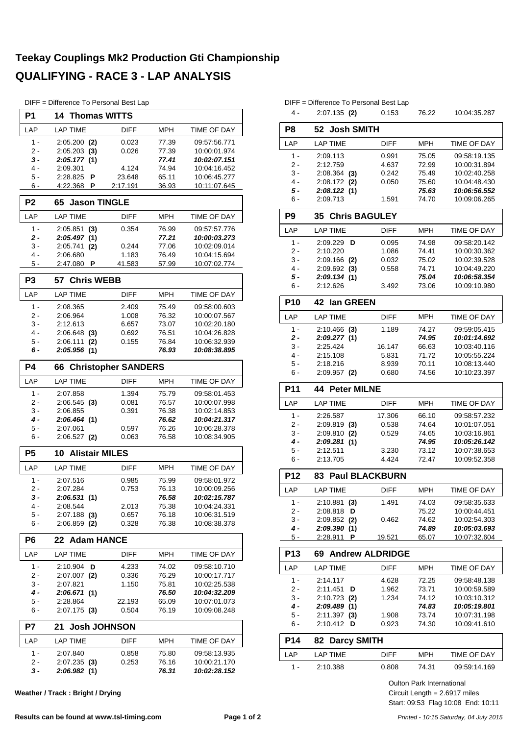# Teekay Couplings Mk2 Production Gti Championship

## QUALIFYING - RACE 3 - LAP ANALYSIS

DIFF = Difference To Personal Best Lap

### P1 14 Thomas WITTS

| LAP | LAP TIME | DIFF | MPH | TIME OF DAY |
|---|---|---|---|---|
| 1 - | 2:05.200 **(2)** | 0.023 | 77.39 | 09:57:56.771 |
| 2 - | 2:05.203 **(3)** | 0.026 | 77.39 | 10:00:01.974 |
| ***3 -*** | ***2:05.177 (1)*** | | ***77.41*** | ***10:02:07.151*** |
| 4 - | 2:09.301 | 4.124 | 74.94 | 10:04:16.452 |
| 5 - | 2:28.825 **P** | 23.648 | 65.11 | 10:06:45.277 |
| 6 - | 4:22.368 **P** | 2:17.191 | 36.93 | 10:11:07.645 |

### P2 65 Jason TINGLE

| LAP | LAP TIME | DIFF | MPH | TIME OF DAY |
|---|---|---|---|---|
| 1 - | 2:05.851 **(3)** | 0.354 | 76.99 | 09:57:57.776 |
| ***2 -*** | ***2:05.497 (1)*** | | ***77.21*** | ***10:00:03.273*** |
| 3 - | 2:05.741 **(2)** | 0.244 | 77.06 | 10:02:09.014 |
| 4 - | 2:06.680 | 1.183 | 76.49 | 10:04:15.694 |
| 5 - | 2:47.080 **P** | 41.583 | 57.99 | 10:07:02.774 |

### P3 57 Chris WEBB

| LAP | LAP TIME | DIFF | MPH | TIME OF DAY |
|---|---|---|---|---|
| 1 - | 2:08.365 | 2.409 | 75.49 | 09:58:00.603 |
| 2 - | 2:06.964 | 1.008 | 76.32 | 10:00:07.567 |
| 3 - | 2:12.613 | 6.657 | 73.07 | 10:02:20.180 |
| 4 - | 2:06.648 **(3)** | 0.692 | 76.51 | 10:04:26.828 |
| 5 - | 2:06.111 **(2)** | 0.155 | 76.84 | 10:06:32.939 |
| ***6 -*** | ***2:05.956 (1)*** | | ***76.93*** | ***10:08:38.895*** |

### P4 66 Christopher SANDERS

| LAP | LAP TIME | DIFF | MPH | TIME OF DAY |
|---|---|---|---|---|
| 1 - | 2:07.858 | 1.394 | 75.79 | 09:58:01.453 |
| 2 - | 2:06.545 **(3)** | 0.081 | 76.57 | 10:00:07.998 |
| 3 - | 2:06.855 | 0.391 | 76.38 | 10:02:14.853 |
| ***4 -*** | ***2:06.464 (1)*** | | ***76.62*** | ***10:04:21.317*** |
| 5 - | 2:07.061 | 0.597 | 76.26 | 10:06:28.378 |
| 6 - | 2:06.527 **(2)** | 0.063 | 76.58 | 10:08:34.905 |

### P5 10 Alistair MILES

| LAP | LAP TIME | DIFF | MPH | TIME OF DAY |
|---|---|---|---|---|
| 1 - | 2:07.516 | 0.985 | 75.99 | 09:58:01.972 |
| 2 - | 2:07.284 | 0.753 | 76.13 | 10:00:09.256 |
| ***3 -*** | ***2:06.531 (1)*** | | ***76.58*** | ***10:02:15.787*** |
| 4 - | 2:08.544 | 2.013 | 75.38 | 10:04:24.331 |
| 5 - | 2:07.188 **(3)** | 0.657 | 76.18 | 10:06:31.519 |
| 6 - | 2:06.859 **(2)** | 0.328 | 76.38 | 10:08:38.378 |

### P6 22 Adam HANCE

| LAP | LAP TIME | DIFF | MPH | TIME OF DAY |
|---|---|---|---|---|
| 1 - | 2:10.904 **D** | 4.233 | 74.02 | 09:58:10.710 |
| 2 - | 2:07.007 **(2)** | 0.336 | 76.29 | 10:00:17.717 |
| 3 - | 2:07.821 | 1.150 | 75.81 | 10:02:25.538 |
| ***4 -*** | ***2:06.671 (1)*** | | ***76.50*** | ***10:04:32.209*** |
| 5 - | 2:28.864 | 22.193 | 65.09 | 10:07:01.073 |
| 6 - | 2:07.175 **(3)** | 0.504 | 76.19 | 10:09:08.248 |

### P7 21 Josh JOHNSON

| LAP | LAP TIME | DIFF | MPH | TIME OF DAY |
|---|---|---|---|---|
| 1 - | 2:07.840 | 0.858 | 75.80 | 09:58:13.935 |
| 2 - | 2:07.235 **(3)** | 0.253 | 76.16 | 10:00:21.170 |
| ***3 -*** | ***2:06.982 (1)*** | | ***76.31*** | ***10:02:28.152*** |
| 4 - | 2:07.135 **(2)** | 0.153 | 76.22 | 10:04:35.287 |

### P8 52 Josh SMITH

| LAP | LAP TIME | DIFF | MPH | TIME OF DAY |
|---|---|---|---|---|
| 1 - | 2:09.113 | 0.991 | 75.05 | 09:58:19.135 |
| 2 - | 2:12.759 | 4.637 | 72.99 | 10:00:31.894 |
| 3 - | 2:08.364 **(3)** | 0.242 | 75.49 | 10:02:40.258 |
| 4 - | 2:08.172 **(2)** | 0.050 | 75.60 | 10:04:48.430 |
| ***5 -*** | ***2:08.122 (1)*** | | ***75.63*** | ***10:06:56.552*** |
| 6 - | 2:09.713 | 1.591 | 74.70 | 10:09:06.265 |

### P9 35 Chris BAGULEY

| LAP | LAP TIME | DIFF | MPH | TIME OF DAY |
|---|---|---|---|---|
| 1 - | 2:09.229 **D** | 0.095 | 74.98 | 09:58:20.142 |
| 2 - | 2:10.220 | 1.086 | 74.41 | 10:00:30.362 |
| 3 - | 2:09.166 **(2)** | 0.032 | 75.02 | 10:02:39.528 |
| 4 - | 2:09.692 **(3)** | 0.558 | 74.71 | 10:04:49.220 |
| ***5 -*** | ***2:09.134 (1)*** | | ***75.04*** | ***10:06:58.354*** |
| 6 - | 2:12.626 | 3.492 | 73.06 | 10:09:10.980 |

### P10 42 Ian GREEN

| LAP | LAP TIME | DIFF | MPH | TIME OF DAY |
|---|---|---|---|---|
| 1 - | 2:10.466 **(3)** | 1.189 | 74.27 | 09:59:05.415 |
| ***2 -*** | ***2:09.277 (1)*** | | ***74.95*** | ***10:01:14.692*** |
| 3 - | 2:25.424 | 16.147 | 66.63 | 10:03:40.116 |
| 4 - | 2:15.108 | 5.831 | 71.72 | 10:05:55.224 |
| 5 - | 2:18.216 | 8.939 | 70.11 | 10:08:13.440 |
| 6 - | 2:09.957 **(2)** | 0.680 | 74.56 | 10:10:23.397 |

### P11 44 Peter MILNE

| LAP | LAP TIME | DIFF | MPH | TIME OF DAY |
|---|---|---|---|---|
| 1 - | 2:26.587 | 17.306 | 66.10 | 09:58:57.232 |
| 2 - | 2:09.819 **(3)** | 0.538 | 74.64 | 10:01:07.051 |
| 3 - | 2:09.810 **(2)** | 0.529 | 74.65 | 10:03:16.861 |
| ***4 -*** | ***2:09.281 (1)*** | | ***74.95*** | ***10:05:26.142*** |
| 5 - | 2:12.511 | 3.230 | 73.12 | 10:07:38.653 |
| 6 - | 2:13.705 | 4.424 | 72.47 | 10:09:52.358 |

### P12 83 Paul BLACKBURN

| LAP | LAP TIME | DIFF | MPH | TIME OF DAY |
|---|---|---|---|---|
| 1 - | 2:10.881 **(3)** | 1.491 | 74.03 | 09:58:35.633 |
| 2 - | 2:08.818 **D** | | 75.22 | 10:00:44.451 |
| 3 - | 2:09.852 **(2)** | 0.462 | 74.62 | 10:02:54.303 |
| ***4 -*** | ***2:09.390 (1)*** | | ***74.89*** | ***10:05:03.693*** |
| 5 - | 2:28.911 **P** | 19.521 | 65.07 | 10:07:32.604 |

### P13 69 Andrew ALDRIDGE

| LAP | LAP TIME | DIFF | MPH | TIME OF DAY |
|---|---|---|---|---|
| 1 - | 2:14.117 | 4.628 | 72.25 | 09:58:48.138 |
| 2 - | 2:11.451 **D** | 1.962 | 73.71 | 10:00:59.589 |
| 3 - | 2:10.723 **(2)** | 1.234 | 74.12 | 10:03:10.312 |
| ***4 -*** | ***2:09.489 (1)*** | | ***74.83*** | ***10:05:19.801*** |
| 5 - | 2:11.397 **(3)** | 1.908 | 73.74 | 10:07:31.198 |
| 6 - | 2:10.412 **D** | 0.923 | 74.30 | 10:09:41.610 |

### P14 82 Darcy SMITH

| LAP | LAP TIME | DIFF | MPH | TIME OF DAY |
|---|---|---|---|---|
| 1 - | 2:10.388 | 0.808 | 74.31 | 09:59:14.169 |

**Weather / Track : Bright / Drying**

Oulton Park International
Circuit Length = 2.6917 miles
Start: 09:53 Flag 10:08 End: 10:11

**Results can be found at www.tsl-timing.com**

*Printed - 10:15 Saturday, 04 July 2015*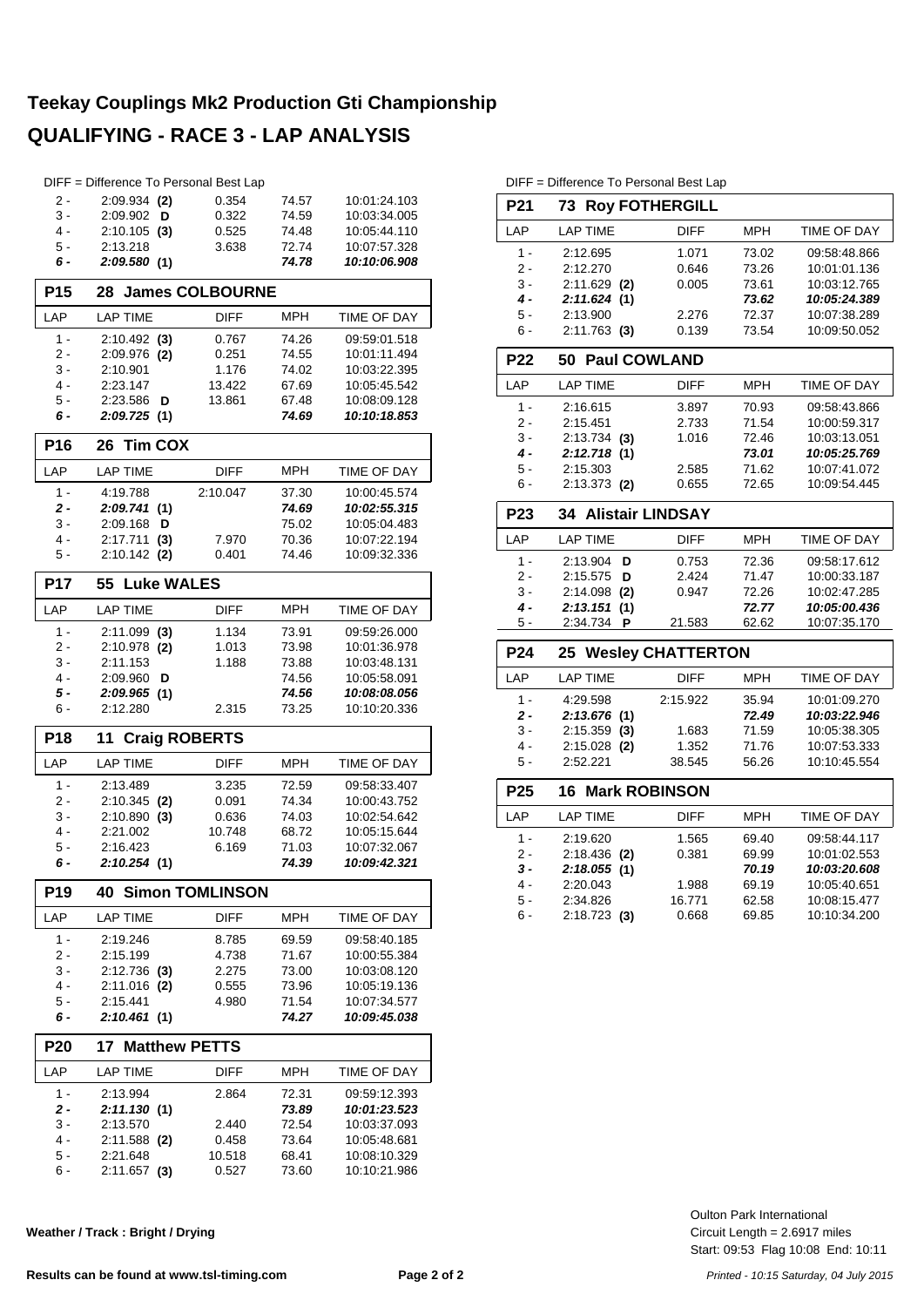# Teekay Couplings Mk2 Production Gti Championship

## QUALIFYING - RACE 3 - LAP ANALYSIS

DIFF = Difference To Personal Best Lap

| LAP | LAP TIME | DIFF | MPH | TIME OF DAY |
|---|---|---|---|---|
| 2 - | 2:09.934 **(2)** | 0.354 | 74.57 | 10:01:24.103 |
| 3 - | 2:09.902 **D** | 0.322 | 74.59 | 10:03:34.005 |
| 4 - | 2:10.105 **(3)** | 0.525 | 74.48 | 10:05:44.110 |
| 5 - | 2:13.218 | 3.638 | 72.74 | 10:07:57.328 |
| ***6 -*** | ***2:09.580*** **(1)** | | ***74.78*** | ***10:10:06.908*** |

### P15 28 James COLBOURNE

| LAP | LAP TIME | DIFF | MPH | TIME OF DAY |
|---|---|---|---|---|
| 1 - | 2:10.492 **(3)** | 0.767 | 74.26 | 09:59:01.518 |
| 2 - | 2:09.976 **(2)** | 0.251 | 74.55 | 10:01:11.494 |
| 3 - | 2:10.901 | 1.176 | 74.02 | 10:03:22.395 |
| 4 - | 2:23.147 | 13.422 | 67.69 | 10:05:45.542 |
| 5 - | 2:23.586 **D** | 13.861 | 67.48 | 10:08:09.128 |
| ***6 -*** | ***2:09.725*** **(1)** | | ***74.69*** | ***10:10:18.853*** |

### P16 26 Tim COX

| LAP | LAP TIME | DIFF | MPH | TIME OF DAY |
|---|---|---|---|---|
| 1 - | 4:19.788 | 2:10.047 | 37.30 | 10:00:45.574 |
| ***2 -*** | ***2:09.741*** **(1)** | | ***74.69*** | ***10:02:55.315*** |
| 3 - | 2:09.168 **D** | | 75.02 | 10:05:04.483 |
| 4 - | 2:17.711 **(3)** | 7.970 | 70.36 | 10:07:22.194 |
| 5 - | 2:10.142 **(2)** | 0.401 | 74.46 | 10:09:32.336 |

### P17 55 Luke WALES

| LAP | LAP TIME | DIFF | MPH | TIME OF DAY |
|---|---|---|---|---|
| 1 - | 2:11.099 **(3)** | 1.134 | 73.91 | 09:59:26.000 |
| 2 - | 2:10.978 **(2)** | 1.013 | 73.98 | 10:01:36.978 |
| 3 - | 2:11.153 | 1.188 | 73.88 | 10:03:48.131 |
| 4 - | 2:09.960 **D** | | 74.56 | 10:05:58.091 |
| ***5 -*** | ***2:09.965*** **(1)** | | ***74.56*** | ***10:08:08.056*** |
| 6 - | 2:12.280 | 2.315 | 73.25 | 10:10:20.336 |

### P18 11 Craig ROBERTS

| LAP | LAP TIME | DIFF | MPH | TIME OF DAY |
|---|---|---|---|---|
| 1 - | 2:13.489 | 3.235 | 72.59 | 09:58:33.407 |
| 2 - | 2:10.345 **(2)** | 0.091 | 74.34 | 10:00:43.752 |
| 3 - | 2:10.890 **(3)** | 0.636 | 74.03 | 10:02:54.642 |
| 4 - | 2:21.002 | 10.748 | 68.72 | 10:05:15.644 |
| 5 - | 2:16.423 | 6.169 | 71.03 | 10:07:32.067 |
| ***6 -*** | ***2:10.254*** **(1)** | | ***74.39*** | ***10:09:42.321*** |

### P19 40 Simon TOMLINSON

| LAP | LAP TIME | DIFF | MPH | TIME OF DAY |
|---|---|---|---|---|
| 1 - | 2:19.246 | 8.785 | 69.59 | 09:58:40.185 |
| 2 - | 2:15.199 | 4.738 | 71.67 | 10:00:55.384 |
| 3 - | 2:12.736 **(3)** | 2.275 | 73.00 | 10:03:08.120 |
| 4 - | 2:11.016 **(2)** | 0.555 | 73.96 | 10:05:19.136 |
| 5 - | 2:15.441 | 4.980 | 71.54 | 10:07:34.577 |
| ***6 -*** | ***2:10.461*** **(1)** | | ***74.27*** | ***10:09:45.038*** |

### P20 17 Matthew PETTS

| LAP | LAP TIME | DIFF | MPH | TIME OF DAY |
|---|---|---|---|---|
| 1 - | 2:13.994 | 2.864 | 72.31 | 09:59:12.393 |
| ***2 -*** | ***2:11.130*** **(1)** | | ***73.89*** | ***10:01:23.523*** |
| 3 - | 2:13.570 | 2.440 | 72.54 | 10:03:37.093 |
| 4 - | 2:11.588 **(2)** | 0.458 | 73.64 | 10:05:48.681 |
| 5 - | 2:21.648 | 10.518 | 68.41 | 10:08:10.329 |
| 6 - | 2:11.657 **(3)** | 0.527 | 73.60 | 10:10:21.986 |

DIFF = Difference To Personal Best Lap

### P21 73 Roy FOTHERGILL

| LAP | LAP TIME | DIFF | MPH | TIME OF DAY |
|---|---|---|---|---|
| 1 - | 2:12.695 | 1.071 | 73.02 | 09:58:48.866 |
| 2 - | 2:12.270 | 0.646 | 73.26 | 10:01:01.136 |
| 3 - | 2:11.629 **(2)** | 0.005 | 73.61 | 10:03:12.765 |
| ***4 -*** | ***2:11.624*** **(1)** | | ***73.62*** | ***10:05:24.389*** |
| 5 - | 2:13.900 | 2.276 | 72.37 | 10:07:38.289 |
| 6 - | 2:11.763 **(3)** | 0.139 | 73.54 | 10:09:50.052 |

### P22 50 Paul COWLAND

| LAP | LAP TIME | DIFF | MPH | TIME OF DAY |
|---|---|---|---|---|
| 1 - | 2:16.615 | 3.897 | 70.93 | 09:58:43.866 |
| 2 - | 2:15.451 | 2.733 | 71.54 | 10:00:59.317 |
| 3 - | 2:13.734 **(3)** | 1.016 | 72.46 | 10:03:13.051 |
| ***4 -*** | ***2:12.718*** **(1)** | | ***73.01*** | ***10:05:25.769*** |
| 5 - | 2:15.303 | 2.585 | 71.62 | 10:07:41.072 |
| 6 - | 2:13.373 **(2)** | 0.655 | 72.65 | 10:09:54.445 |

### P23 34 Alistair LINDSAY

| LAP | LAP TIME | DIFF | MPH | TIME OF DAY |
|---|---|---|---|---|
| 1 - | 2:13.904 **D** | 0.753 | 72.36 | 09:58:17.612 |
| 2 - | 2:15.575 **D** | 2.424 | 71.47 | 10:00:33.187 |
| 3 - | 2:14.098 **(2)** | 0.947 | 72.26 | 10:02:47.285 |
| ***4 -*** | ***2:13.151*** **(1)** | | ***72.77*** | ***10:05:00.436*** |
| 5 - | 2:34.734 **P** | 21.583 | 62.62 | 10:07:35.170 |

### P24 25 Wesley CHATTERTON

| LAP | LAP TIME | DIFF | MPH | TIME OF DAY |
|---|---|---|---|---|
| 1 - | 4:29.598 | 2:15.922 | 35.94 | 10:01:09.270 |
| ***2 -*** | ***2:13.676*** **(1)** | | ***72.49*** | ***10:03:22.946*** |
| 3 - | 2:15.359 **(3)** | 1.683 | 71.59 | 10:05:38.305 |
| 4 - | 2:15.028 **(2)** | 1.352 | 71.76 | 10:07:53.333 |
| 5 - | 2:52.221 | 38.545 | 56.26 | 10:10:45.554 |

### P25 16 Mark ROBINSON

| LAP | LAP TIME | DIFF | MPH | TIME OF DAY |
|---|---|---|---|---|
| 1 - | 2:19.620 | 1.565 | 69.40 | 09:58:44.117 |
| 2 - | 2:18.436 **(2)** | 0.381 | 69.99 | 10:01:02.553 |
| ***3 -*** | ***2:18.055*** **(1)** | | ***70.19*** | ***10:03:20.608*** |
| 4 - | 2:20.043 | 1.988 | 69.19 | 10:05:40.651 |
| 5 - | 2:34.826 | 16.771 | 62.58 | 10:08:15.477 |
| 6 - | 2:18.723 **(3)** | 0.668 | 69.85 | 10:10:34.200 |

**Weather / Track : Bright / Drying**

Oulton Park International
Circuit Length = 2.6917 miles
Start: 09:53 Flag 10:08 End: 10:11

**Results can be found at www.tsl-timing.com**

*Printed - 10:15 Saturday, 04 July 2015*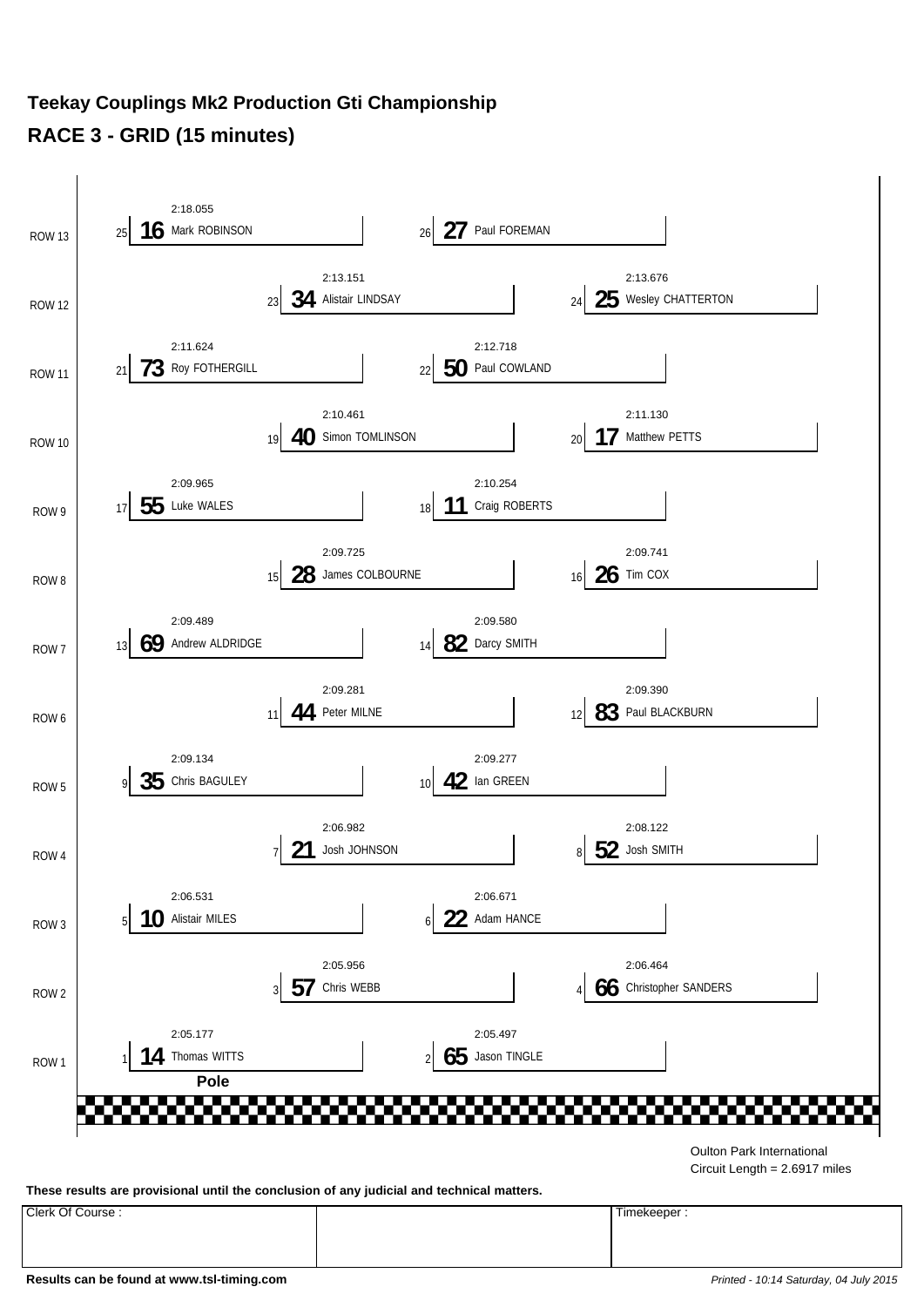# Teekay Couplings Mk2 Production Gti Championship

## RACE 3 - GRID (15 minutes)

| Row | Pos | No | Driver | Time |
|---|---|---|---|---|
| ROW 13 | 25 | 16 | Mark ROBINSON | 2:18.055 |
| ROW 13 | 26 | 27 | Paul FOREMAN | |
| ROW 12 | 23 | 34 | Alistair LINDSAY | 2:13.151 |
| ROW 12 | 24 | 25 | Wesley CHATTERTON | 2:13.676 |
| ROW 11 | 21 | 73 | Roy FOTHERGILL | 2:11.624 |
| ROW 11 | 22 | 50 | Paul COWLAND | 2:12.718 |
| ROW 10 | 19 | 40 | Simon TOMLINSON | 2:10.461 |
| ROW 10 | 20 | 17 | Matthew PETTS | 2:11.130 |
| ROW 9 | 17 | 55 | Luke WALES | 2:09.965 |
| ROW 9 | 18 | 11 | Craig ROBERTS | 2:10.254 |
| ROW 8 | 15 | 28 | James COLBOURNE | 2:09.725 |
| ROW 8 | 16 | 26 | Tim COX | 2:09.741 |
| ROW 7 | 13 | 69 | Andrew ALDRIDGE | 2:09.489 |
| ROW 7 | 14 | 82 | Darcy SMITH | 2:09.580 |
| ROW 6 | 11 | 44 | Peter MILNE | 2:09.281 |
| ROW 6 | 12 | 83 | Paul BLACKBURN | 2:09.390 |
| ROW 5 | 9 | 35 | Chris BAGULEY | 2:09.134 |
| ROW 5 | 10 | 42 | Ian GREEN | 2:09.277 |
| ROW 4 | 7 | 21 | Josh JOHNSON | 2:06.982 |
| ROW 4 | 8 | 52 | Josh SMITH | 2:08.122 |
| ROW 3 | 5 | 10 | Alistair MILES | 2:06.531 |
| ROW 3 | 6 | 22 | Adam HANCE | 2:06.671 |
| ROW 2 | 3 | 57 | Chris WEBB | 2:05.956 |
| ROW 2 | 4 | 66 | Christopher SANDERS | 2:06.464 |
| ROW 1 | 1 | 14 | Thomas WITTS (Pole) | 2:05.177 |
| ROW 1 | 2 | 65 | Jason TINGLE | 2:05.497 |

Oulton Park International
Circuit Length = 2.6917 miles

**These results are provisional until the conclusion of any judicial and technical matters.**

| Clerk Of Course : | | Timekeeper : |
|---|---|---|
| | | |

**Results can be found at www.tsl-timing.com**

*Printed - 10:14 Saturday, 04 July 2015*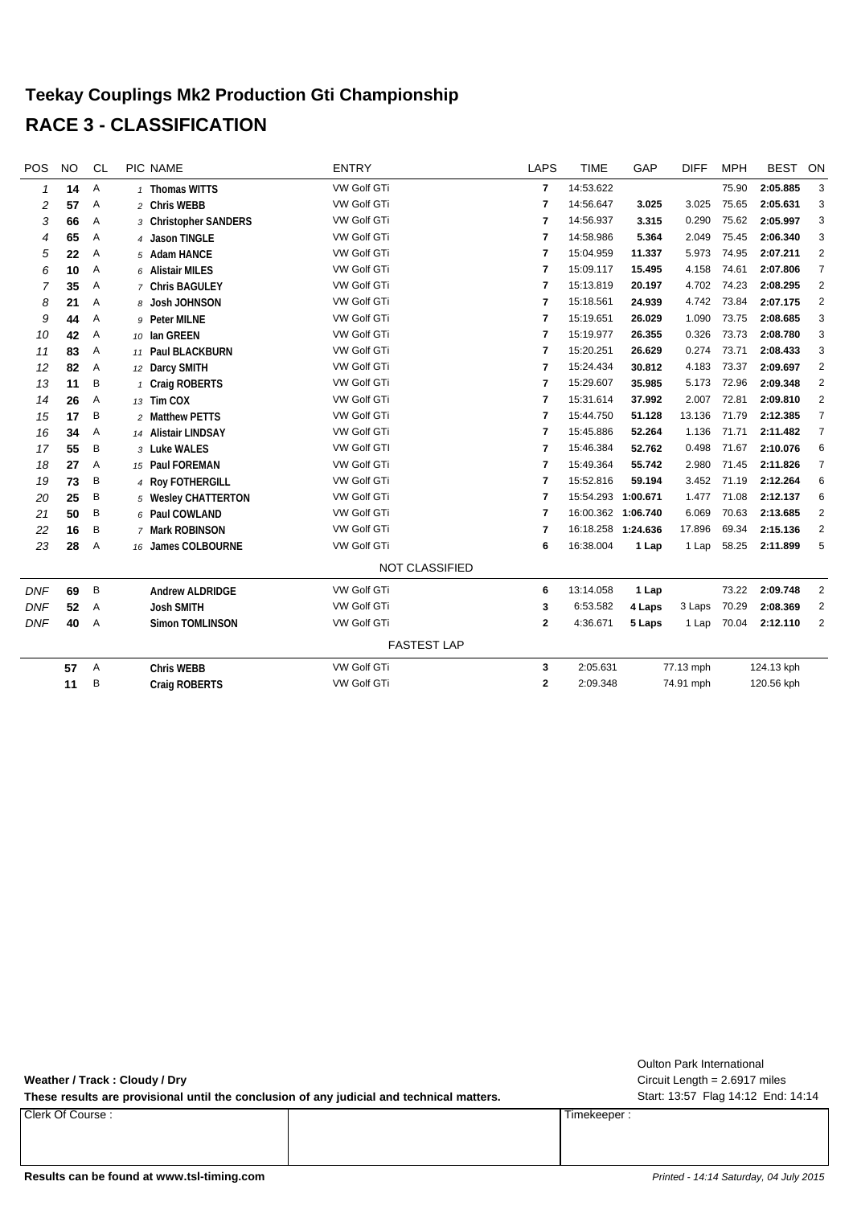# Teekay Couplings Mk2 Production Gti Championship

## RACE 3 - CLASSIFICATION

| POS | NO | CL | PIC | NAME | ENTRY | LAPS | TIME | GAP | DIFF | MPH | BEST | ON |
|---|---|---|---|---|---|---|---|---|---|---|---|---|
| 1 | 14 | A | 1 | Thomas WITTS | VW Golf GTi | 7 | 14:53.622 | | | 75.90 | 2:05.885 | 3 |
| 2 | 57 | A | 2 | Chris WEBB | VW Golf GTi | 7 | 14:56.647 | 3.025 | 3.025 | 75.65 | 2:05.631 | 3 |
| 3 | 66 | A | 3 | Christopher SANDERS | VW Golf GTi | 7 | 14:56.937 | 3.315 | 0.290 | 75.62 | 2:05.997 | 3 |
| 4 | 65 | A | 4 | Jason TINGLE | VW Golf GTi | 7 | 14:58.986 | 5.364 | 2.049 | 75.45 | 2:06.340 | 3 |
| 5 | 22 | A | 5 | Adam HANCE | VW Golf GTi | 7 | 15:04.959 | 11.337 | 5.973 | 74.95 | 2:07.211 | 2 |
| 6 | 10 | A | 6 | Alistair MILES | VW Golf GTi | 7 | 15:09.117 | 15.495 | 4.158 | 74.61 | 2:07.806 | 7 |
| 7 | 35 | A | 7 | Chris BAGULEY | VW Golf GTi | 7 | 15:13.819 | 20.197 | 4.702 | 74.23 | 2:08.295 | 2 |
| 8 | 21 | A | 8 | Josh JOHNSON | VW Golf GTi | 7 | 15:18.561 | 24.939 | 4.742 | 73.84 | 2:07.175 | 2 |
| 9 | 44 | A | 9 | Peter MILNE | VW Golf GTi | 7 | 15:19.651 | 26.029 | 1.090 | 73.75 | 2:08.685 | 3 |
| 10 | 42 | A | 10 | Ian GREEN | VW Golf GTi | 7 | 15:19.977 | 26.355 | 0.326 | 73.73 | 2:08.780 | 3 |
| 11 | 83 | A | 11 | Paul BLACKBURN | VW Golf GTi | 7 | 15:20.251 | 26.629 | 0.274 | 73.71 | 2:08.433 | 3 |
| 12 | 82 | A | 12 | Darcy SMITH | VW Golf GTi | 7 | 15:24.434 | 30.812 | 4.183 | 73.37 | 2:09.697 | 2 |
| 13 | 11 | B | 1 | Craig ROBERTS | VW Golf GTi | 7 | 15:29.607 | 35.985 | 5.173 | 72.96 | 2:09.348 | 2 |
| 14 | 26 | A | 13 | Tim COX | VW Golf GTi | 7 | 15:31.614 | 37.992 | 2.007 | 72.81 | 2:09.810 | 2 |
| 15 | 17 | B | 2 | Matthew PETTS | VW Golf GTi | 7 | 15:44.750 | 51.128 | 13.136 | 71.79 | 2:12.385 | 7 |
| 16 | 34 | A | 14 | Alistair LINDSAY | VW Golf GTi | 7 | 15:45.886 | 52.264 | 1.136 | 71.71 | 2:11.482 | 7 |
| 17 | 55 | B | 3 | Luke WALES | VW Golf GTI | 7 | 15:46.384 | 52.762 | 0.498 | 71.67 | 2:10.076 | 6 |
| 18 | 27 | A | 15 | Paul FOREMAN | VW Golf GTi | 7 | 15:49.364 | 55.742 | 2.980 | 71.45 | 2:11.826 | 7 |
| 19 | 73 | B | 4 | Roy FOTHERGILL | VW Golf GTi | 7 | 15:52.816 | 59.194 | 3.452 | 71.19 | 2:12.264 | 6 |
| 20 | 25 | B | 5 | Wesley CHATTERTON | VW Golf GTi | 7 | 15:54.293 | 1:00.671 | 1.477 | 71.08 | 2:12.137 | 6 |
| 21 | 50 | B | 6 | Paul COWLAND | VW Golf GTi | 7 | 16:00.362 | 1:06.740 | 6.069 | 70.63 | 2:13.685 | 2 |
| 22 | 16 | B | 7 | Mark ROBINSON | VW Golf GTi | 7 | 16:18.258 | 1:24.636 | 17.896 | 69.34 | 2:15.136 | 2 |
| 23 | 28 | A | 16 | James COLBOURNE | VW Golf GTi | 6 | 16:38.004 | 1 Lap | 1 Lap | 58.25 | 2:11.899 | 5 |
| | | | | | NOT CLASSIFIED | | | | | | | |
| DNF | 69 | B | | Andrew ALDRIDGE | VW Golf GTi | 6 | 13:14.058 | 1 Lap | | 73.22 | 2:09.748 | 2 |
| DNF | 52 | A | | Josh SMITH | VW Golf GTi | 3 | 6:53.582 | 4 Laps | 3 Laps | 70.29 | 2:08.369 | 2 |
| DNF | 40 | A | | Simon TOMLINSON | VW Golf GTi | 2 | 4:36.671 | 5 Laps | 1 Lap | 70.04 | 2:12.110 | 2 |

**FASTEST LAP**

| NO | CL | NAME | ENTRY | LAPS | TIME | MPH | KPH |
|---|---|---|---|---|---|---|---|
| 57 | A | Chris WEBB | VW Golf GTi | 3 | 2:05.631 | 77.13 mph | 124.13 kph |
| 11 | B | Craig ROBERTS | VW Golf GTi | 2 | 2:09.348 | 74.91 mph | 120.56 kph |

**Weather / Track : Cloudy / Dry**

**These results are provisional until the conclusion of any judicial and technical matters.**

Oulton Park International
Circuit Length = 2.6917 miles
Start: 13:57 Flag 14:12 End: 14:14

| Clerk Of Course : | | Timekeeper : |
|---|---|---|
| | | |

**Results can be found at www.tsl-timing.com**

*Printed - 14:14 Saturday, 04 July 2015*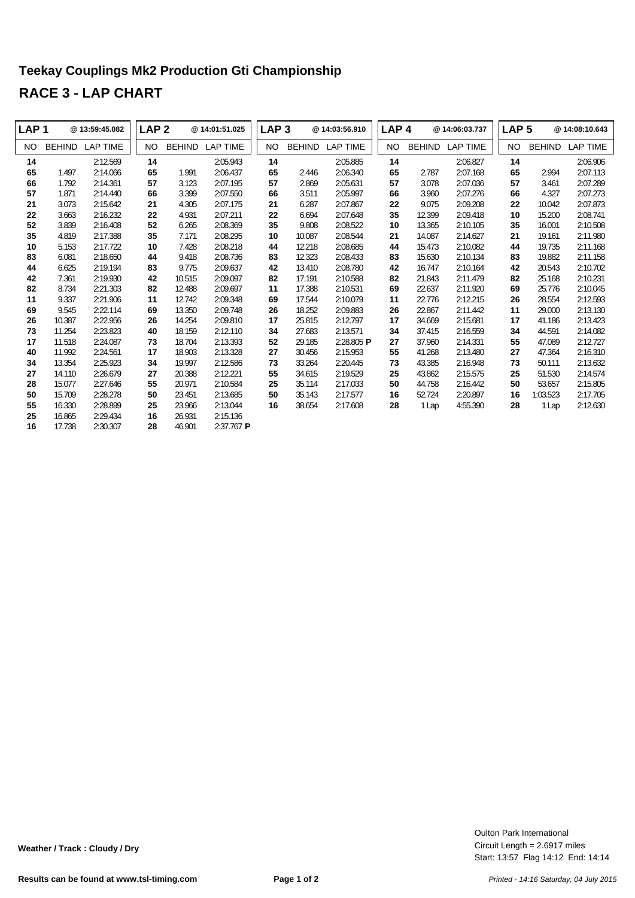# Teekay Couplings Mk2 Production Gti Championship

## RACE 3 - LAP CHART

| LAP 1 | | @ 13:59:45.082 | LAP 2 | | @ 14:01:51.025 | LAP 3 | | @ 14:03:56.910 | LAP 4 | | @ 14:06:03.737 | LAP 5 | | @ 14:08:10.643 |
|---|---|---|---|---|---|---|---|---|---|---|---|---|---|---|
| NO | BEHIND | LAP TIME | NO | BEHIND | LAP TIME | NO | BEHIND | LAP TIME | NO | BEHIND | LAP TIME | NO | BEHIND | LAP TIME |
| **14** | | 2:12.569 | **14** | | 2:05.943 | **14** | | 2:05.885 | **14** | | 2:06.827 | **14** | | 2:06.906 |
| **65** | 1.497 | 2:14.066 | **65** | 1.991 | 2:06.437 | **65** | 2.446 | 2:06.340 | **65** | 2.787 | 2:07.168 | **65** | 2.994 | 2:07.113 |
| **66** | 1.792 | 2:14.361 | **57** | 3.123 | 2:07.195 | **57** | 2.869 | 2:05.631 | **57** | 3.078 | 2:07.036 | **57** | 3.461 | 2:07.289 |
| **57** | 1.871 | 2:14.440 | **66** | 3.399 | 2:07.550 | **66** | 3.511 | 2:05.997 | **66** | 3.960 | 2:07.276 | **66** | 4.327 | 2:07.273 |
| **21** | 3.073 | 2:15.642 | **21** | 4.305 | 2:07.175 | **21** | 6.287 | 2:07.867 | **22** | 9.075 | 2:09.208 | **22** | 10.042 | 2:07.873 |
| **22** | 3.663 | 2:16.232 | **22** | 4.931 | 2:07.211 | **22** | 6.694 | 2:07.648 | **35** | 12.399 | 2:09.418 | **10** | 15.200 | 2:08.741 |
| **52** | 3.839 | 2:16.408 | **52** | 6.265 | 2:08.369 | **35** | 9.808 | 2:08.522 | **10** | 13.365 | 2:10.105 | **35** | 16.001 | 2:10.508 |
| **35** | 4.819 | 2:17.388 | **35** | 7.171 | 2:08.295 | **10** | 10.087 | 2:08.544 | **21** | 14.087 | 2:14.627 | **21** | 19.161 | 2:11.980 |
| **10** | 5.153 | 2:17.722 | **10** | 7.428 | 2:08.218 | **44** | 12.218 | 2:08.685 | **44** | 15.473 | 2:10.082 | **44** | 19.735 | 2:11.168 |
| **83** | 6.081 | 2:18.650 | **44** | 9.418 | 2:08.736 | **83** | 12.323 | 2:08.433 | **83** | 15.630 | 2:10.134 | **83** | 19.882 | 2:11.158 |
| **44** | 6.625 | 2:19.194 | **83** | 9.775 | 2:09.637 | **42** | 13.410 | 2:08.780 | **42** | 16.747 | 2:10.164 | **42** | 20.543 | 2:10.702 |
| **42** | 7.361 | 2:19.930 | **42** | 10.515 | 2:09.097 | **82** | 17.191 | 2:10.588 | **82** | 21.843 | 2:11.479 | **82** | 25.168 | 2:10.231 |
| **82** | 8.734 | 2:21.303 | **82** | 12.488 | 2:09.697 | **11** | 17.388 | 2:10.531 | **69** | 22.637 | 2:11.920 | **69** | 25.776 | 2:10.045 |
| **11** | 9.337 | 2:21.906 | **11** | 12.742 | 2:09.348 | **69** | 17.544 | 2:10.079 | **11** | 22.776 | 2:12.215 | **26** | 28.554 | 2:12.593 |
| **69** | 9.545 | 2:22.114 | **69** | 13.350 | 2:09.748 | **26** | 18.252 | 2:09.883 | **26** | 22.867 | 2:11.442 | **11** | 29.000 | 2:13.130 |
| **26** | 10.387 | 2:22.956 | **26** | 14.254 | 2:09.810 | **17** | 25.815 | 2:12.797 | **17** | 34.669 | 2:15.681 | **17** | 41.186 | 2:13.423 |
| **73** | 11.254 | 2:23.823 | **40** | 18.159 | 2:12.110 | **34** | 27.683 | 2:13.571 | **34** | 37.415 | 2:16.559 | **34** | 44.591 | 2:14.082 |
| **17** | 11.518 | 2:24.087 | **73** | 18.704 | 2:13.393 | **52** | 29.185 | 2:28.805 **P** | **27** | 37.960 | 2:14.331 | **55** | 47.089 | 2:12.727 |
| **40** | 11.992 | 2:24.561 | **17** | 18.903 | 2:13.328 | **27** | 30.456 | 2:15.953 | **55** | 41.268 | 2:13.480 | **27** | 47.364 | 2:16.310 |
| **34** | 13.354 | 2:25.923 | **34** | 19.997 | 2:12.586 | **73** | 33.264 | 2:20.445 | **73** | 43.385 | 2:16.948 | **73** | 50.111 | 2:13.632 |
| **27** | 14.110 | 2:26.679 | **27** | 20.388 | 2:12.221 | **55** | 34.615 | 2:19.529 | **25** | 43.862 | 2:15.575 | **25** | 51.530 | 2:14.574 |
| **28** | 15.077 | 2:27.646 | **55** | 20.971 | 2:10.584 | **25** | 35.114 | 2:17.033 | **50** | 44.758 | 2:16.442 | **50** | 53.657 | 2:15.805 |
| **50** | 15.709 | 2:28.278 | **50** | 23.451 | 2:13.685 | **50** | 35.143 | 2:17.577 | **16** | 52.724 | 2:20.897 | **16** | 1:03.523 | 2:17.705 |
| **55** | 16.330 | 2:28.899 | **25** | 23.966 | 2:13.044 | **16** | 38.654 | 2:17.608 | **28** | 1 Lap | 4:55.390 | **28** | 1 Lap | 2:12.630 |
| **25** | 16.865 | 2:29.434 | **16** | 26.931 | 2:15.136 | | | | | | | | | |
| **16** | 17.738 | 2:30.307 | **28** | 46.901 | 2:37.767 **P** | | | | | | | | | |

**Weather / Track : Cloudy / Dry**

Oulton Park International
Circuit Length = 2.6917 miles
Start: 13:57 Flag 14:12 End: 14:14

**Results can be found at www.tsl-timing.com**

*Printed - 14:16 Saturday, 04 July 2015*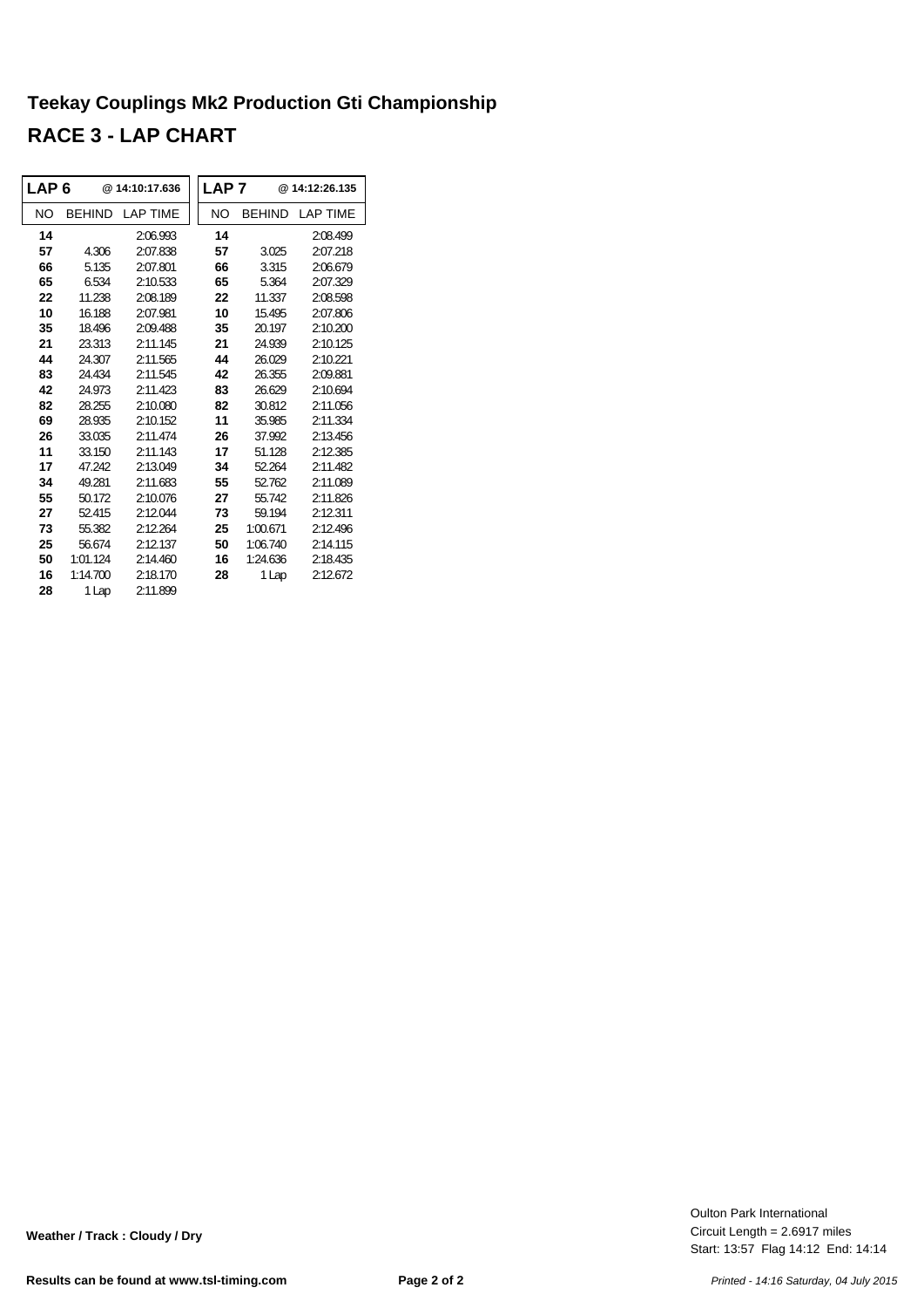# Teekay Couplings Mk2 Production Gti Championship

## RACE 3 - LAP CHART

| LAP 6 | | @ 14:10:17.636 | LAP 7 | | @ 14:12:26.135 |
|---|---|---|---|---|---|
| NO | BEHIND | LAP TIME | NO | BEHIND | LAP TIME |
| **14** | | 2:06.993 | **14** | | 2:08.499 |
| **57** | 4.306 | 2:07.838 | **57** | 3.025 | 2:07.218 |
| **66** | 5.135 | 2:07.801 | **66** | 3.315 | 2:06.679 |
| **65** | 6.534 | 2:10.533 | **65** | 5.364 | 2:07.329 |
| **22** | 11.238 | 2:08.189 | **22** | 11.337 | 2:08.598 |
| **10** | 16.188 | 2:07.981 | **10** | 15.495 | 2:07.806 |
| **35** | 18.496 | 2:09.488 | **35** | 20.197 | 2:10.200 |
| **21** | 23.313 | 2:11.145 | **21** | 24.939 | 2:10.125 |
| **44** | 24.307 | 2:11.565 | **44** | 26.029 | 2:10.221 |
| **83** | 24.434 | 2:11.545 | **42** | 26.355 | 2:09.881 |
| **42** | 24.973 | 2:11.423 | **83** | 26.629 | 2:10.694 |
| **82** | 28.255 | 2:10.080 | **82** | 30.812 | 2:11.056 |
| **69** | 28.935 | 2:10.152 | **11** | 35.985 | 2:11.334 |
| **26** | 33.035 | 2:11.474 | **26** | 37.992 | 2:13.456 |
| **11** | 33.150 | 2:11.143 | **17** | 51.128 | 2:12.385 |
| **17** | 47.242 | 2:13.049 | **34** | 52.264 | 2:11.482 |
| **34** | 49.281 | 2:11.683 | **55** | 52.762 | 2:11.089 |
| **55** | 50.172 | 2:10.076 | **27** | 55.742 | 2:11.826 |
| **27** | 52.415 | 2:12.044 | **73** | 59.194 | 2:12.311 |
| **73** | 55.382 | 2:12.264 | **25** | 1:00.671 | 2:12.496 |
| **25** | 56.674 | 2:12.137 | **50** | 1:06.740 | 2:14.115 |
| **50** | 1:01.124 | 2:14.460 | **16** | 1:24.636 | 2:18.435 |
| **16** | 1:14.700 | 2:18.170 | **28** | 1 Lap | 2:12.672 |
| **28** | 1 Lap | 2:11.899 | | | |

**Weather / Track : Cloudy / Dry**

Oulton Park International
Circuit Length = 2.6917 miles
Start: 13:57 Flag 14:12 End: 14:14

**Results can be found at www.tsl-timing.com**

*Printed - 14:16 Saturday, 04 July 2015*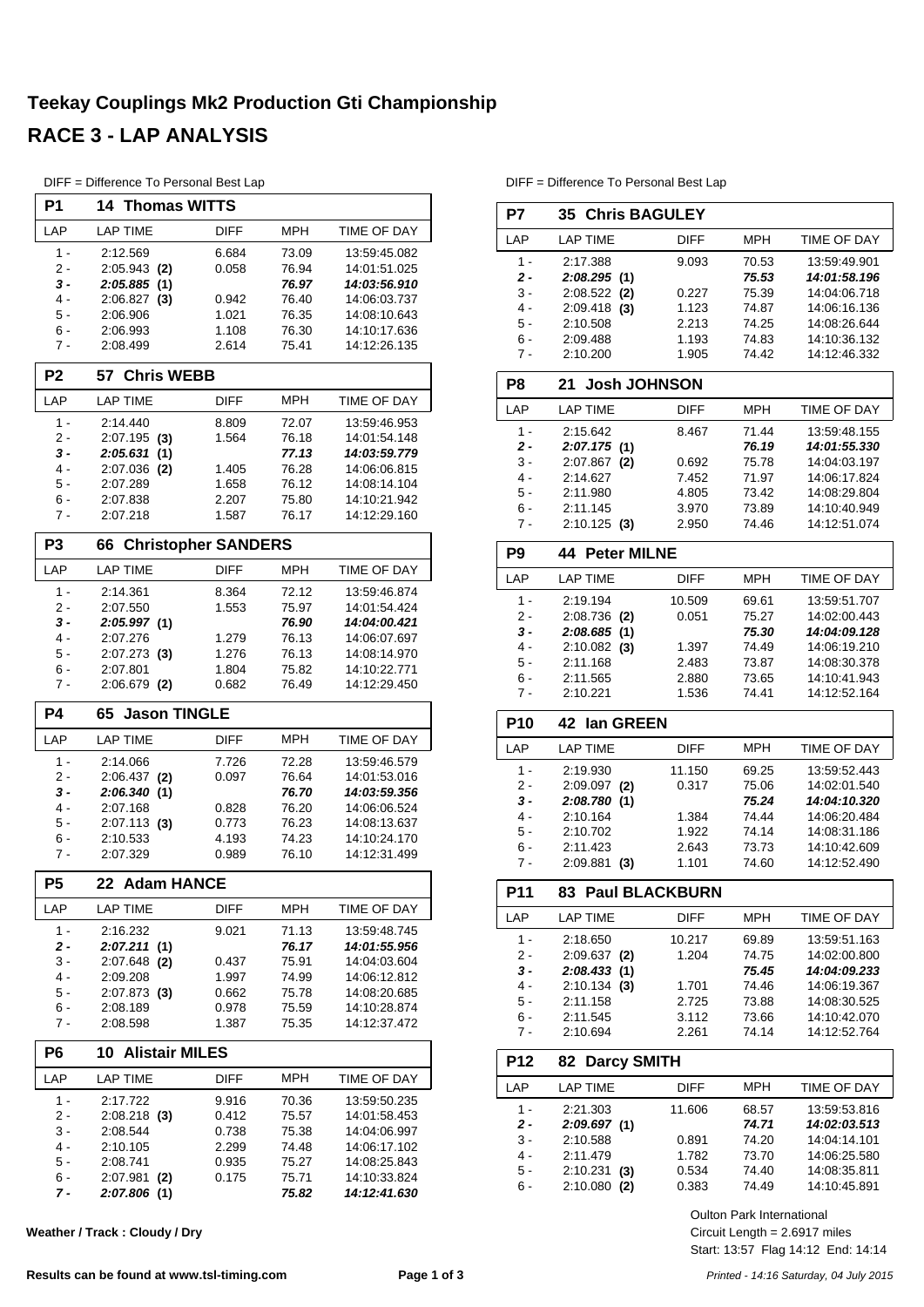# Teekay Couplings Mk2 Production Gti Championship

## RACE 3 - LAP ANALYSIS

DIFF = Difference To Personal Best Lap

### P1 14 Thomas WITTS

| LAP | LAP TIME | DIFF | MPH | TIME OF DAY |
|---|---|---|---|---|
| 1 - | 2:12.569 | 6.684 | 73.09 | 13:59:45.082 |
| 2 - | 2:05.943 **(2)** | 0.058 | 76.94 | 14:01:51.025 |
| ***3 -*** | ***2:05.885* (1)** | | ***76.97*** | ***14:03:56.910*** |
| 4 - | 2:06.827 **(3)** | 0.942 | 76.40 | 14:06:03.737 |
| 5 - | 2:06.906 | 1.021 | 76.35 | 14:08:10.643 |
| 6 - | 2:06.993 | 1.108 | 76.30 | 14:10:17.636 |
| 7 - | 2:08.499 | 2.614 | 75.41 | 14:12:26.135 |

### P2 57 Chris WEBB

| LAP | LAP TIME | DIFF | MPH | TIME OF DAY |
|---|---|---|---|---|
| 1 - | 2:14.440 | 8.809 | 72.07 | 13:59:46.953 |
| 2 - | 2:07.195 **(3)** | 1.564 | 76.18 | 14:01:54.148 |
| ***3 -*** | ***2:05.631* (1)** | | ***77.13*** | ***14:03:59.779*** |
| 4 - | 2:07.036 **(2)** | 1.405 | 76.28 | 14:06:06.815 |
| 5 - | 2:07.289 | 1.658 | 76.12 | 14:08:14.104 |
| 6 - | 2:07.838 | 2.207 | 75.80 | 14:10:21.942 |
| 7 - | 2:07.218 | 1.587 | 76.17 | 14:12:29.160 |

### P3 66 Christopher SANDERS

| LAP | LAP TIME | DIFF | MPH | TIME OF DAY |
|---|---|---|---|---|
| 1 - | 2:14.361 | 8.364 | 72.12 | 13:59:46.874 |
| 2 - | 2:07.550 | 1.553 | 75.97 | 14:01:54.424 |
| ***3 -*** | ***2:05.997* (1)** | | ***76.90*** | ***14:04:00.421*** |
| 4 - | 2:07.276 | 1.279 | 76.13 | 14:06:07.697 |
| 5 - | 2:07.273 **(3)** | 1.276 | 76.13 | 14:08:14.970 |
| 6 - | 2:07.801 | 1.804 | 75.82 | 14:10:22.771 |
| 7 - | 2:06.679 **(2)** | 0.682 | 76.49 | 14:12:29.450 |

### P4 65 Jason TINGLE

| LAP | LAP TIME | DIFF | MPH | TIME OF DAY |
|---|---|---|---|---|
| 1 - | 2:14.066 | 7.726 | 72.28 | 13:59:46.579 |
| 2 - | 2:06.437 **(2)** | 0.097 | 76.64 | 14:01:53.016 |
| ***3 -*** | ***2:06.340* (1)** | | ***76.70*** | ***14:03:59.356*** |
| 4 - | 2:07.168 | 0.828 | 76.20 | 14:06:06.524 |
| 5 - | 2:07.113 **(3)** | 0.773 | 76.23 | 14:08:13.637 |
| 6 - | 2:10.533 | 4.193 | 74.23 | 14:10:24.170 |
| 7 - | 2:07.329 | 0.989 | 76.10 | 14:12:31.499 |

### P5 22 Adam HANCE

| LAP | LAP TIME | DIFF | MPH | TIME OF DAY |
|---|---|---|---|---|
| 1 - | 2:16.232 | 9.021 | 71.13 | 13:59:48.745 |
| ***2 -*** | ***2:07.211* (1)** | | ***76.17*** | ***14:01:55.956*** |
| 3 - | 2:07.648 **(2)** | 0.437 | 75.91 | 14:04:03.604 |
| 4 - | 2:09.208 | 1.997 | 74.99 | 14:06:12.812 |
| 5 - | 2:07.873 **(3)** | 0.662 | 75.78 | 14:08:20.685 |
| 6 - | 2:08.189 | 0.978 | 75.59 | 14:10:28.874 |
| 7 - | 2:08.598 | 1.387 | 75.35 | 14:12:37.472 |

### P6 10 Alistair MILES

| LAP | LAP TIME | DIFF | MPH | TIME OF DAY |
|---|---|---|---|---|
| 1 - | 2:17.722 | 9.916 | 70.36 | 13:59:50.235 |
| 2 - | 2:08.218 **(3)** | 0.412 | 75.57 | 14:01:58.453 |
| 3 - | 2:08.544 | 0.738 | 75.38 | 14:04:06.997 |
| 4 - | 2:10.105 | 2.299 | 74.48 | 14:06:17.102 |
| 5 - | 2:08.741 | 0.935 | 75.27 | 14:08:25.843 |
| 6 - | 2:07.981 **(2)** | 0.175 | 75.71 | 14:10:33.824 |
| ***7 -*** | ***2:07.806* (1)** | | ***75.82*** | ***14:12:41.630*** |

### P7 35 Chris BAGULEY

| LAP | LAP TIME | DIFF | MPH | TIME OF DAY |
|---|---|---|---|---|
| 1 - | 2:17.388 | 9.093 | 70.53 | 13:59:49.901 |
| ***2 -*** | ***2:08.295* (1)** | | ***75.53*** | ***14:01:58.196*** |
| 3 - | 2:08.522 **(2)** | 0.227 | 75.39 | 14:04:06.718 |
| 4 - | 2:09.418 **(3)** | 1.123 | 74.87 | 14:06:16.136 |
| 5 - | 2:10.508 | 2.213 | 74.25 | 14:08:26.644 |
| 6 - | 2:09.488 | 1.193 | 74.83 | 14:10:36.132 |
| 7 - | 2:10.200 | 1.905 | 74.42 | 14:12:46.332 |

### P8 21 Josh JOHNSON

| LAP | LAP TIME | DIFF | MPH | TIME OF DAY |
|---|---|---|---|---|
| 1 - | 2:15.642 | 8.467 | 71.44 | 13:59:48.155 |
| ***2 -*** | ***2:07.175* (1)** | | ***76.19*** | ***14:01:55.330*** |
| 3 - | 2:07.867 **(2)** | 0.692 | 75.78 | 14:04:03.197 |
| 4 - | 2:14.627 | 7.452 | 71.97 | 14:06:17.824 |
| 5 - | 2:11.980 | 4.805 | 73.42 | 14:08:29.804 |
| 6 - | 2:11.145 | 3.970 | 73.89 | 14:10:40.949 |
| 7 - | 2:10.125 **(3)** | 2.950 | 74.46 | 14:12:51.074 |

### P9 44 Peter MILNE

| LAP | LAP TIME | DIFF | MPH | TIME OF DAY |
|---|---|---|---|---|
| 1 - | 2:19.194 | 10.509 | 69.61 | 13:59:51.707 |
| 2 - | 2:08.736 **(2)** | 0.051 | 75.27 | 14:02:00.443 |
| ***3 -*** | ***2:08.685* (1)** | | ***75.30*** | ***14:04:09.128*** |
| 4 - | 2:10.082 **(3)** | 1.397 | 74.49 | 14:06:19.210 |
| 5 - | 2:11.168 | 2.483 | 73.87 | 14:08:30.378 |
| 6 - | 2:11.565 | 2.880 | 73.65 | 14:10:41.943 |
| 7 - | 2:10.221 | 1.536 | 74.41 | 14:12:52.164 |

### P10 42 Ian GREEN

| LAP | LAP TIME | DIFF | MPH | TIME OF DAY |
|---|---|---|---|---|
| 1 - | 2:19.930 | 11.150 | 69.25 | 13:59:52.443 |
| 2 - | 2:09.097 **(2)** | 0.317 | 75.06 | 14:02:01.540 |
| ***3 -*** | ***2:08.780* (1)** | | ***75.24*** | ***14:04:10.320*** |
| 4 - | 2:10.164 | 1.384 | 74.44 | 14:06:20.484 |
| 5 - | 2:10.702 | 1.922 | 74.14 | 14:08:31.186 |
| 6 - | 2:11.423 | 2.643 | 73.73 | 14:10:42.609 |
| 7 - | 2:09.881 **(3)** | 1.101 | 74.60 | 14:12:52.490 |

### P11 83 Paul BLACKBURN

| LAP | LAP TIME | DIFF | MPH | TIME OF DAY |
|---|---|---|---|---|
| 1 - | 2:18.650 | 10.217 | 69.89 | 13:59:51.163 |
| 2 - | 2:09.637 **(2)** | 1.204 | 74.75 | 14:02:00.800 |
| ***3 -*** | ***2:08.433* (1)** | | ***75.45*** | ***14:04:09.233*** |
| 4 - | 2:10.134 **(3)** | 1.701 | 74.46 | 14:06:19.367 |
| 5 - | 2:11.158 | 2.725 | 73.88 | 14:08:30.525 |
| 6 - | 2:11.545 | 3.112 | 73.66 | 14:10:42.070 |
| 7 - | 2:10.694 | 2.261 | 74.14 | 14:12:52.764 |

### P12 82 Darcy SMITH

| LAP | LAP TIME | DIFF | MPH | TIME OF DAY |
|---|---|---|---|---|
| 1 - | 2:21.303 | 11.606 | 68.57 | 13:59:53.816 |
| ***2 -*** | ***2:09.697* (1)** | | ***74.71*** | ***14:02:03.513*** |
| 3 - | 2:10.588 | 0.891 | 74.20 | 14:04:14.101 |
| 4 - | 2:11.479 | 1.782 | 73.70 | 14:06:25.580 |
| 5 - | 2:10.231 **(3)** | 0.534 | 74.40 | 14:08:35.811 |
| 6 - | 2:10.080 **(2)** | 0.383 | 74.49 | 14:10:45.891 |

**Weather / Track : Cloudy / Dry**

Oulton Park International
Circuit Length = 2.6917 miles
Start: 13:57 Flag 14:12 End: 14:14

**Results can be found at www.tsl-timing.com**

*Printed - 14:16 Saturday, 04 July 2015*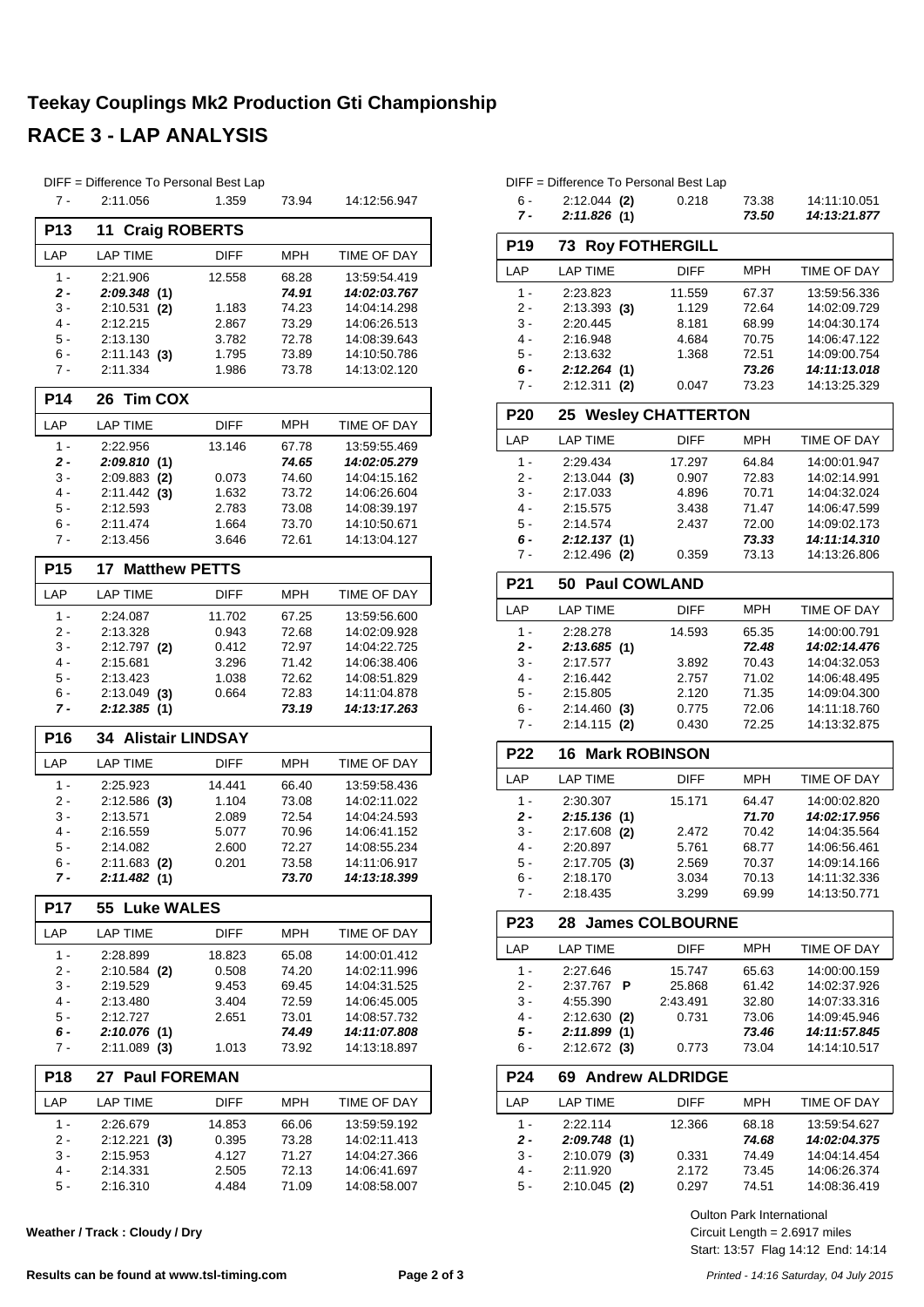# Teekay Couplings Mk2 Production Gti Championship

## RACE 3 - LAP ANALYSIS

DIFF = Difference To Personal Best Lap

| 7 - | 2:11.056 | 1.359 | 73.94 | 14:12:56.947 |
|---|---|---|---|---|

### P13 11 Craig ROBERTS

| LAP | LAP TIME | DIFF | MPH | TIME OF DAY |
|---|---|---|---|---|
| 1 - | 2:21.906 | 12.558 | 68.28 | 13:59:54.419 |
| ***2 -*** | ***2:09.348 (1)*** | | ***74.91*** | ***14:02:03.767*** |
| 3 - | 2:10.531 **(2)** | 1.183 | 74.23 | 14:04:14.298 |
| 4 - | 2:12.215 | 2.867 | 73.29 | 14:06:26.513 |
| 5 - | 2:13.130 | 3.782 | 72.78 | 14:08:39.643 |
| 6 - | 2:11.143 **(3)** | 1.795 | 73.89 | 14:10:50.786 |
| 7 - | 2:11.334 | 1.986 | 73.78 | 14:13:02.120 |

### P14 26 Tim COX

| LAP | LAP TIME | DIFF | MPH | TIME OF DAY |
|---|---|---|---|---|
| 1 - | 2:22.956 | 13.146 | 67.78 | 13:59:55.469 |
| ***2 -*** | ***2:09.810 (1)*** | | ***74.65*** | ***14:02:05.279*** |
| 3 - | 2:09.883 **(2)** | 0.073 | 74.60 | 14:04:15.162 |
| 4 - | 2:11.442 **(3)** | 1.632 | 73.72 | 14:06:26.604 |
| 5 - | 2:12.593 | 2.783 | 73.08 | 14:08:39.197 |
| 6 - | 2:11.474 | 1.664 | 73.70 | 14:10:50.671 |
| 7 - | 2:13.456 | 3.646 | 72.61 | 14:13:04.127 |

### P15 17 Matthew PETTS

| LAP | LAP TIME | DIFF | MPH | TIME OF DAY |
|---|---|---|---|---|
| 1 - | 2:24.087 | 11.702 | 67.25 | 13:59:56.600 |
| 2 - | 2:13.328 | 0.943 | 72.68 | 14:02:09.928 |
| 3 - | 2:12.797 **(2)** | 0.412 | 72.97 | 14:04:22.725 |
| 4 - | 2:15.681 | 3.296 | 71.42 | 14:06:38.406 |
| 5 - | 2:13.423 | 1.038 | 72.62 | 14:08:51.829 |
| 6 - | 2:13.049 **(3)** | 0.664 | 72.83 | 14:11:04.878 |
| ***7 -*** | ***2:12.385 (1)*** | | ***73.19*** | ***14:13:17.263*** |

### P16 34 Alistair LINDSAY

| LAP | LAP TIME | DIFF | MPH | TIME OF DAY |
|---|---|---|---|---|
| 1 - | 2:25.923 | 14.441 | 66.40 | 13:59:58.436 |
| 2 - | 2:12.586 **(3)** | 1.104 | 73.08 | 14:02:11.022 |
| 3 - | 2:13.571 | 2.089 | 72.54 | 14:04:24.593 |
| 4 - | 2:16.559 | 5.077 | 70.96 | 14:06:41.152 |
| 5 - | 2:14.082 | 2.600 | 72.27 | 14:08:55.234 |
| 6 - | 2:11.683 **(2)** | 0.201 | 73.58 | 14:11:06.917 |
| ***7 -*** | ***2:11.482 (1)*** | | ***73.70*** | ***14:13:18.399*** |

### P17 55 Luke WALES

| LAP | LAP TIME | DIFF | MPH | TIME OF DAY |
|---|---|---|---|---|
| 1 - | 2:28.899 | 18.823 | 65.08 | 14:00:01.412 |
| 2 - | 2:10.584 **(2)** | 0.508 | 74.20 | 14:02:11.996 |
| 3 - | 2:19.529 | 9.453 | 69.45 | 14:04:31.525 |
| 4 - | 2:13.480 | 3.404 | 72.59 | 14:06:45.005 |
| 5 - | 2:12.727 | 2.651 | 73.01 | 14:08:57.732 |
| ***6 -*** | ***2:10.076 (1)*** | | ***74.49*** | ***14:11:07.808*** |
| 7 - | 2:11.089 **(3)** | 1.013 | 73.92 | 14:13:18.897 |

### P18 27 Paul FOREMAN

| LAP | LAP TIME | DIFF | MPH | TIME OF DAY |
|---|---|---|---|---|
| 1 - | 2:26.679 | 14.853 | 66.06 | 13:59:59.192 |
| 2 - | 2:12.221 **(3)** | 0.395 | 73.28 | 14:02:11.413 |
| 3 - | 2:15.953 | 4.127 | 71.27 | 14:04:27.366 |
| 4 - | 2:14.331 | 2.505 | 72.13 | 14:06:41.697 |
| 5 - | 2:16.310 | 4.484 | 71.09 | 14:08:58.007 |
| 6 - | 2:12.044 **(2)** | 0.218 | 73.38 | 14:11:10.051 |
| ***7 -*** | ***2:11.826 (1)*** | | ***73.50*** | ***14:13:21.877*** |

### P19 73 Roy FOTHERGILL

| LAP | LAP TIME | DIFF | MPH | TIME OF DAY |
|---|---|---|---|---|
| 1 - | 2:23.823 | 11.559 | 67.37 | 13:59:56.336 |
| 2 - | 2:13.393 **(3)** | 1.129 | 72.64 | 14:02:09.729 |
| 3 - | 2:20.445 | 8.181 | 68.99 | 14:04:30.174 |
| 4 - | 2:16.948 | 4.684 | 70.75 | 14:06:47.122 |
| 5 - | 2:13.632 | 1.368 | 72.51 | 14:09:00.754 |
| ***6 -*** | ***2:12.264 (1)*** | | ***73.26*** | ***14:11:13.018*** |
| 7 - | 2:12.311 **(2)** | 0.047 | 73.23 | 14:13:25.329 |

### P20 25 Wesley CHATTERTON

| LAP | LAP TIME | DIFF | MPH | TIME OF DAY |
|---|---|---|---|---|
| 1 - | 2:29.434 | 17.297 | 64.84 | 14:00:01.947 |
| 2 - | 2:13.044 **(3)** | 0.907 | 72.83 | 14:02:14.991 |
| 3 - | 2:17.033 | 4.896 | 70.71 | 14:04:32.024 |
| 4 - | 2:15.575 | 3.438 | 71.47 | 14:06:47.599 |
| 5 - | 2:14.574 | 2.437 | 72.00 | 14:09:02.173 |
| ***6 -*** | ***2:12.137 (1)*** | | ***73.33*** | ***14:11:14.310*** |
| 7 - | 2:12.496 **(2)** | 0.359 | 73.13 | 14:13:26.806 |

### P21 50 Paul COWLAND

| LAP | LAP TIME | DIFF | MPH | TIME OF DAY |
|---|---|---|---|---|
| 1 - | 2:28.278 | 14.593 | 65.35 | 14:00:00.791 |
| ***2 -*** | ***2:13.685 (1)*** | | ***72.48*** | ***14:02:14.476*** |
| 3 - | 2:17.577 | 3.892 | 70.43 | 14:04:32.053 |
| 4 - | 2:16.442 | 2.757 | 71.02 | 14:06:48.495 |
| 5 - | 2:15.805 | 2.120 | 71.35 | 14:09:04.300 |
| 6 - | 2:14.460 **(3)** | 0.775 | 72.06 | 14:11:18.760 |
| 7 - | 2:14.115 **(2)** | 0.430 | 72.25 | 14:13:32.875 |

### P22 16 Mark ROBINSON

| LAP | LAP TIME | DIFF | MPH | TIME OF DAY |
|---|---|---|---|---|
| 1 - | 2:30.307 | 15.171 | 64.47 | 14:00:02.820 |
| ***2 -*** | ***2:15.136 (1)*** | | ***71.70*** | ***14:02:17.956*** |
| 3 - | 2:17.608 **(2)** | 2.472 | 70.42 | 14:04:35.564 |
| 4 - | 2:20.897 | 5.761 | 68.77 | 14:06:56.461 |
| 5 - | 2:17.705 **(3)** | 2.569 | 70.37 | 14:09:14.166 |
| 6 - | 2:18.170 | 3.034 | 70.13 | 14:11:32.336 |
| 7 - | 2:18.435 | 3.299 | 69.99 | 14:13:50.771 |

### P23 28 James COLBOURNE

| LAP | LAP TIME | DIFF | MPH | TIME OF DAY |
|---|---|---|---|---|
| 1 - | 2:27.646 | 15.747 | 65.63 | 14:00:00.159 |
| 2 - | 2:37.767 **P** | 25.868 | 61.42 | 14:02:37.926 |
| 3 - | 4:55.390 | 2:43.491 | 32.80 | 14:07:33.316 |
| 4 - | 2:12.630 **(2)** | 0.731 | 73.06 | 14:09:45.946 |
| ***5 -*** | ***2:11.899 (1)*** | | ***73.46*** | ***14:11:57.845*** |
| 6 - | 2:12.672 **(3)** | 0.773 | 73.04 | 14:14:10.517 |

### P24 69 Andrew ALDRIDGE

| LAP | LAP TIME | DIFF | MPH | TIME OF DAY |
|---|---|---|---|---|
| 1 - | 2:22.114 | 12.366 | 68.18 | 13:59:54.627 |
| ***2 -*** | ***2:09.748 (1)*** | | ***74.68*** | ***14:02:04.375*** |
| 3 - | 2:10.079 **(3)** | 0.331 | 74.49 | 14:04:14.454 |
| 4 - | 2:11.920 | 2.172 | 73.45 | 14:06:26.374 |
| 5 - | 2:10.045 **(2)** | 0.297 | 74.51 | 14:08:36.419 |

**Weather / Track : Cloudy / Dry**

Oulton Park International
Circuit Length = 2.6917 miles
Start: 13:57 Flag 14:12 End: 14:14

**Results can be found at www.tsl-timing.com**

*Printed - 14:16 Saturday, 04 July 2015*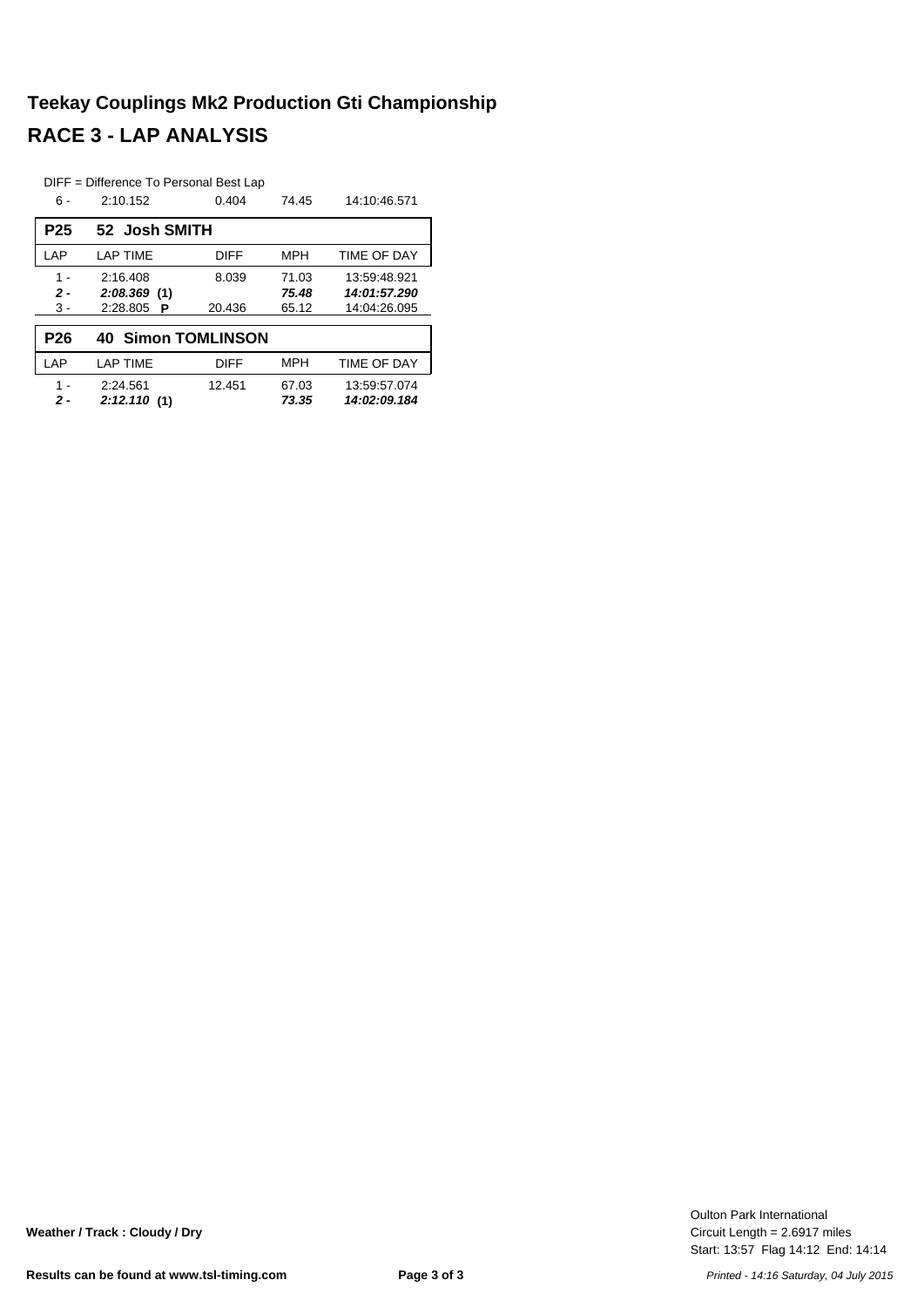# Teekay Couplings Mk2 Production Gti Championship

## RACE 3 - LAP ANALYSIS

DIFF = Difference To Personal Best Lap

| LAP | LAP TIME | DIFF | MPH | TIME OF DAY |
|---|---|---|---|---|
| 6 - | 2:10.152 | 0.404 | 74.45 | 14:10:46.571 |

### P25 52 Josh SMITH

| LAP | LAP TIME | DIFF | MPH | TIME OF DAY |
|---|---|---|---|---|
| 1 - | 2:16.408 | 8.039 | 71.03 | 13:59:48.921 |
| ***2 -*** | ***2:08.369*** **(1)** | | ***75.48*** | ***14:01:57.290*** |
| 3 - | 2:28.805 **P** | 20.436 | 65.12 | 14:04:26.095 |

### P26 40 Simon TOMLINSON

| LAP | LAP TIME | DIFF | MPH | TIME OF DAY |
|---|---|---|---|---|
| 1 - | 2:24.561 | 12.451 | 67.03 | 13:59:57.074 |
| ***2 -*** | ***2:12.110*** **(1)** | | ***73.35*** | ***14:02:09.184*** |

**Weather / Track : Cloudy / Dry**

Oulton Park International
Circuit Length = 2.6917 miles
Start: 13:57 Flag 14:12 End: 14:14

**Results can be found at www.tsl-timing.com**

*Printed - 14:16 Saturday, 04 July 2015*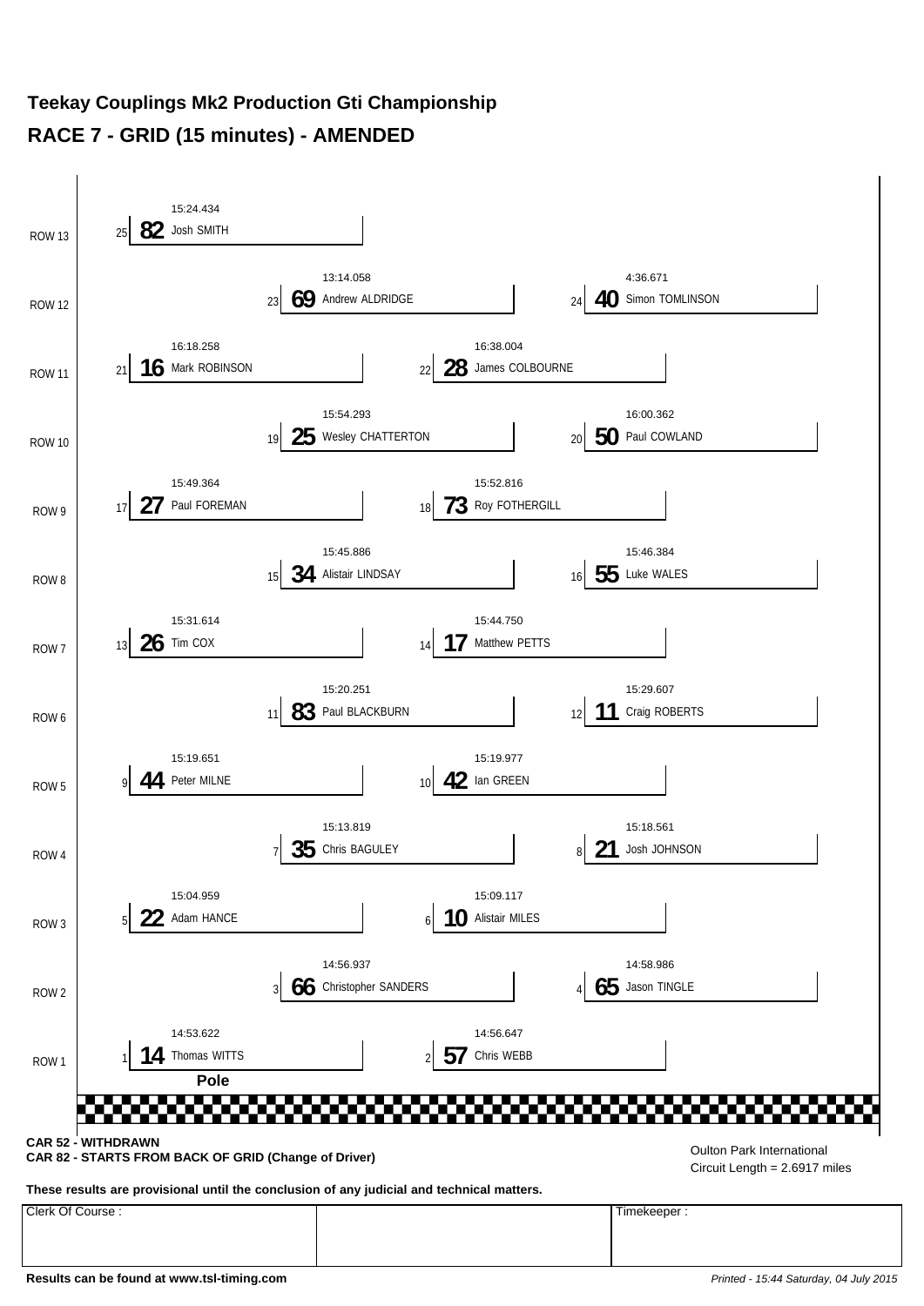# Teekay Couplings Mk2 Production Gti Championship

## RACE 7 - GRID (15 minutes) - AMENDED

| Row | Position | No. | Driver | Time |
|---|---|---|---|---|
| ROW 13 | 25 | 82 | Josh SMITH | 15:24.434 |
| ROW 12 | 23 | 69 | Andrew ALDRIDGE | 13:14.058 |
| ROW 12 | 24 | 40 | Simon TOMLINSON | 4:36.671 |
| ROW 11 | 21 | 16 | Mark ROBINSON | 16:18.258 |
| ROW 11 | 22 | 28 | James COLBOURNE | 16:38.004 |
| ROW 10 | 19 | 25 | Wesley CHATTERTON | 15:54.293 |
| ROW 10 | 20 | 50 | Paul COWLAND | 16:00.362 |
| ROW 9 | 17 | 27 | Paul FOREMAN | 15:49.364 |
| ROW 9 | 18 | 73 | Roy FOTHERGILL | 15:52.816 |
| ROW 8 | 15 | 34 | Alistair LINDSAY | 15:45.886 |
| ROW 8 | 16 | 55 | Luke WALES | 15:46.384 |
| ROW 7 | 13 | 26 | Tim COX | 15:31.614 |
| ROW 7 | 14 | 17 | Matthew PETTS | 15:44.750 |
| ROW 6 | 11 | 83 | Paul BLACKBURN | 15:20.251 |
| ROW 6 | 12 | 11 | Craig ROBERTS | 15:29.607 |
| ROW 5 | 9 | 44 | Peter MILNE | 15:19.651 |
| ROW 5 | 10 | 42 | Ian GREEN | 15:19.977 |
| ROW 4 | 7 | 35 | Chris BAGULEY | 15:13.819 |
| ROW 4 | 8 | 21 | Josh JOHNSON | 15:18.561 |
| ROW 3 | 5 | 22 | Adam HANCE | 15:04.959 |
| ROW 3 | 6 | 10 | Alistair MILES | 15:09.117 |
| ROW 2 | 3 | 66 | Christopher SANDERS | 14:56.937 |
| ROW 2 | 4 | 65 | Jason TINGLE | 14:58.986 |
| ROW 1 | 1 | 14 | Thomas WITTS | 14:53.622 |
| ROW 1 | 2 | 57 | Chris WEBB | 14:56.647 |

**Pole**

**CAR 52 - WITHDRAWN**
**CAR 82 - STARTS FROM BACK OF GRID (Change of Driver)**

Oulton Park International
Circuit Length = 2.6917 miles

**These results are provisional until the conclusion of any judicial and technical matters.**

| Clerk Of Course : | | Timekeeper : |
|---|---|---|
| | | |

**Results can be found at www.tsl-timing.com**

*Printed - 15:44 Saturday, 04 July 2015*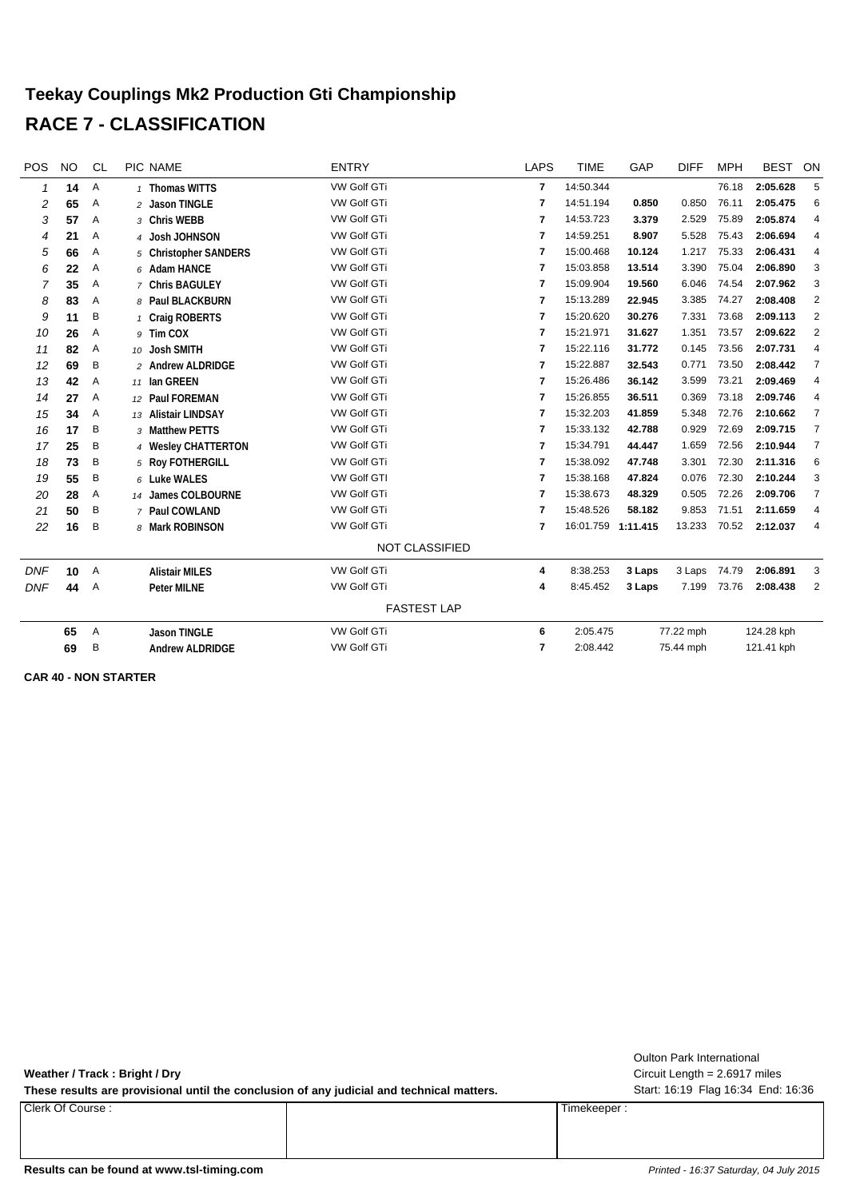# Teekay Couplings Mk2 Production Gti Championship

## RACE 7 - CLASSIFICATION

| POS | NO | CL | PIC | NAME | ENTRY | LAPS | TIME | GAP | DIFF | MPH | BEST | ON |
|---|---|---|---|---|---|---|---|---|---|---|---|---|
| 1 | 14 | A | 1 | Thomas WITTS | VW Golf GTi | 7 | 14:50.344 | | | 76.18 | 2:05.628 | 5 |
| 2 | 65 | A | 2 | Jason TINGLE | VW Golf GTi | 7 | 14:51.194 | 0.850 | 0.850 | 76.11 | 2:05.475 | 6 |
| 3 | 57 | A | 3 | Chris WEBB | VW Golf GTi | 7 | 14:53.723 | 3.379 | 2.529 | 75.89 | 2:05.874 | 4 |
| 4 | 21 | A | 4 | Josh JOHNSON | VW Golf GTi | 7 | 14:59.251 | 8.907 | 5.528 | 75.43 | 2:06.694 | 4 |
| 5 | 66 | A | 5 | Christopher SANDERS | VW Golf GTi | 7 | 15:00.468 | 10.124 | 1.217 | 75.33 | 2:06.431 | 4 |
| 6 | 22 | A | 6 | Adam HANCE | VW Golf GTi | 7 | 15:03.858 | 13.514 | 3.390 | 75.04 | 2:06.890 | 3 |
| 7 | 35 | A | 7 | Chris BAGULEY | VW Golf GTi | 7 | 15:09.904 | 19.560 | 6.046 | 74.54 | 2:07.962 | 3 |
| 8 | 83 | A | 8 | Paul BLACKBURN | VW Golf GTi | 7 | 15:13.289 | 22.945 | 3.385 | 74.27 | 2:08.408 | 2 |
| 9 | 11 | B | 1 | Craig ROBERTS | VW Golf GTi | 7 | 15:20.620 | 30.276 | 7.331 | 73.68 | 2:09.113 | 2 |
| 10 | 26 | A | 9 | Tim COX | VW Golf GTi | 7 | 15:21.971 | 31.627 | 1.351 | 73.57 | 2:09.622 | 2 |
| 11 | 82 | A | 10 | Josh SMITH | VW Golf GTi | 7 | 15:22.116 | 31.772 | 0.145 | 73.56 | 2:07.731 | 4 |
| 12 | 69 | B | 2 | Andrew ALDRIDGE | VW Golf GTi | 7 | 15:22.887 | 32.543 | 0.771 | 73.50 | 2:08.442 | 7 |
| 13 | 42 | A | 11 | Ian GREEN | VW Golf GTi | 7 | 15:26.486 | 36.142 | 3.599 | 73.21 | 2:09.469 | 4 |
| 14 | 27 | A | 12 | Paul FOREMAN | VW Golf GTi | 7 | 15:26.855 | 36.511 | 0.369 | 73.18 | 2:09.746 | 4 |
| 15 | 34 | A | 13 | Alistair LINDSAY | VW Golf GTi | 7 | 15:32.203 | 41.859 | 5.348 | 72.76 | 2:10.662 | 7 |
| 16 | 17 | B | 3 | Matthew PETTS | VW Golf GTi | 7 | 15:33.132 | 42.788 | 0.929 | 72.69 | 2:09.715 | 7 |
| 17 | 25 | B | 4 | Wesley CHATTERTON | VW Golf GTi | 7 | 15:34.791 | 44.447 | 1.659 | 72.56 | 2:10.944 | 7 |
| 18 | 73 | B | 5 | Roy FOTHERGILL | VW Golf GTi | 7 | 15:38.092 | 47.748 | 3.301 | 72.30 | 2:11.316 | 6 |
| 19 | 55 | B | 6 | Luke WALES | VW Golf GTI | 7 | 15:38.168 | 47.824 | 0.076 | 72.30 | 2:10.244 | 3 |
| 20 | 28 | A | 14 | James COLBOURNE | VW Golf GTi | 7 | 15:38.673 | 48.329 | 0.505 | 72.26 | 2:09.706 | 7 |
| 21 | 50 | B | 7 | Paul COWLAND | VW Golf GTi | 7 | 15:48.526 | 58.182 | 9.853 | 71.51 | 2:11.659 | 4 |
| 22 | 16 | B | 8 | Mark ROBINSON | VW Golf GTi | 7 | 16:01.759 | 1:11.415 | 13.233 | 70.52 | 2:12.037 | 4 |
| | | | | | NOT CLASSIFIED | | | | | | | |
| DNF | 10 | A | | Alistair MILES | VW Golf GTi | 4 | 8:38.253 | 3 Laps | 3 Laps | 74.79 | 2:06.891 | 3 |
| DNF | 44 | A | | Peter MILNE | VW Golf GTi | 4 | 8:45.452 | 3 Laps | 7.199 | 73.76 | 2:08.438 | 2 |
| | | | | | FASTEST LAP | | | | | | | |
| | 65 | A | | Jason TINGLE | VW Golf GTi | 6 | 2:05.475 | | 77.22 mph | | 124.28 kph | |
| | 69 | B | | Andrew ALDRIDGE | VW Golf GTi | 7 | 2:08.442 | | 75.44 mph | | 121.41 kph | |

**CAR 40 - NON STARTER**

**Weather / Track : Bright / Dry**

**These results are provisional until the conclusion of any judicial and technical matters.**

Oulton Park International
Circuit Length = 2.6917 miles
Start: 16:19 Flag 16:34 End: 16:36

| Clerk Of Course : | | Timekeeper : |
|---|---|---|
| | | |

**Results can be found at www.tsl-timing.com**

*Printed - 16:37 Saturday, 04 July 2015*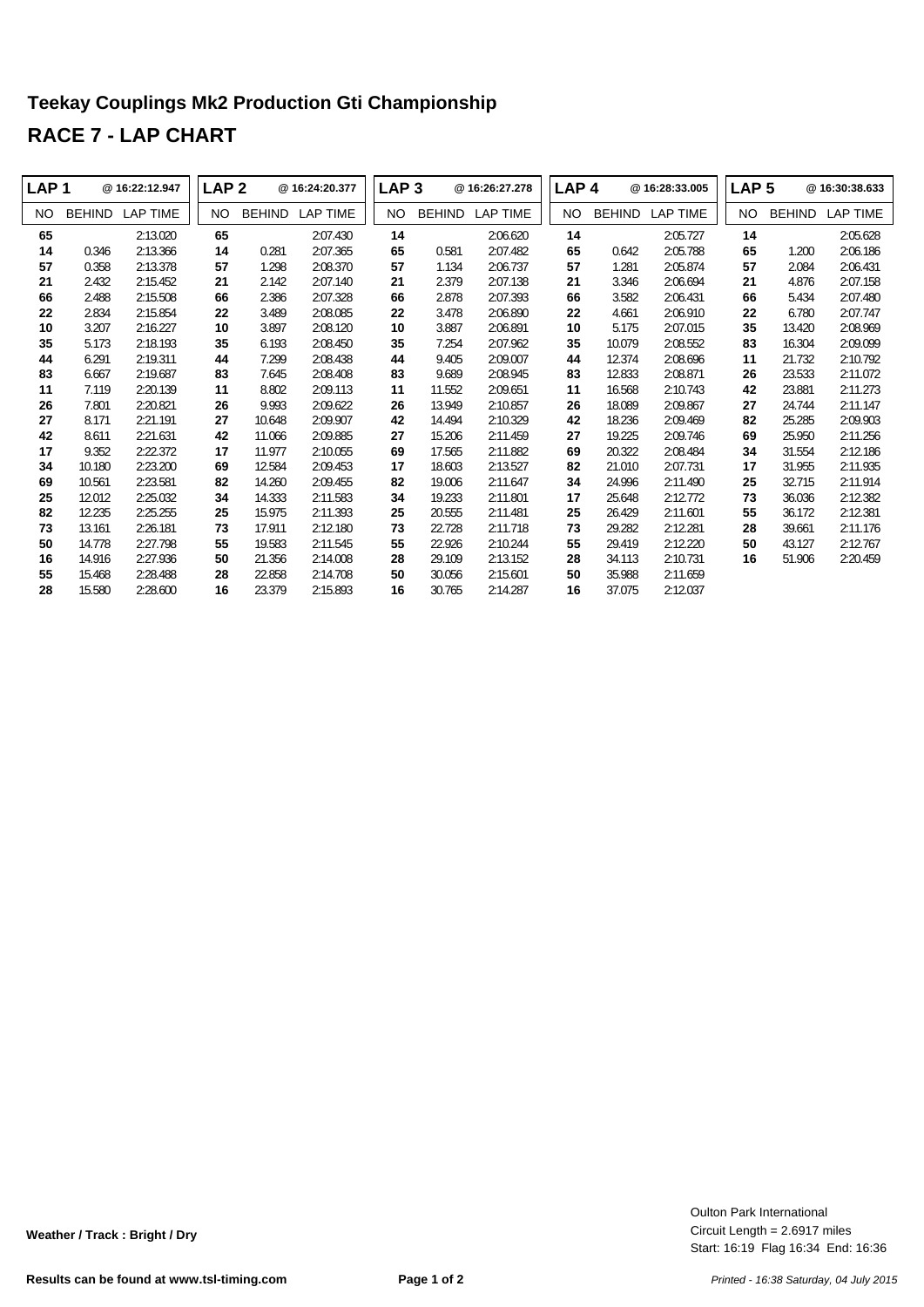# Teekay Couplings Mk2 Production Gti Championship

## RACE 7 - LAP CHART

| LAP 1 | | @ 16:22:12.947 | LAP 2 | | @ 16:24:20.377 | LAP 3 | | @ 16:26:27.278 | LAP 4 | | @ 16:28:33.005 | LAP 5 | | @ 16:30:38.633 |
|---|---|---|---|---|---|---|---|---|---|---|---|---|---|---|
| NO | BEHIND | LAP TIME | NO | BEHIND | LAP TIME | NO | BEHIND | LAP TIME | NO | BEHIND | LAP TIME | NO | BEHIND | LAP TIME |
| **65** | | 2:13.020 | **65** | | 2:07.430 | **14** | | 2:06.620 | **14** | | 2:05.727 | **14** | | 2:05.628 |
| **14** | 0.346 | 2:13.366 | **14** | 0.281 | 2:07.365 | **65** | 0.581 | 2:07.482 | **65** | 0.642 | 2:05.788 | **65** | 1.200 | 2:06.186 |
| **57** | 0.358 | 2:13.378 | **57** | 1.298 | 2:08.370 | **57** | 1.134 | 2:06.737 | **57** | 1.281 | 2:05.874 | **57** | 2.084 | 2:06.431 |
| **21** | 2.432 | 2:15.452 | **21** | 2.142 | 2:07.140 | **21** | 2.379 | 2:07.138 | **21** | 3.346 | 2:06.694 | **21** | 4.876 | 2:07.158 |
| **66** | 2.488 | 2:15.508 | **66** | 2.386 | 2:07.328 | **66** | 2.878 | 2:07.393 | **66** | 3.582 | 2:06.431 | **66** | 5.434 | 2:07.480 |
| **22** | 2.834 | 2:15.854 | **22** | 3.489 | 2:08.085 | **22** | 3.478 | 2:06.890 | **22** | 4.661 | 2:06.910 | **22** | 6.780 | 2:07.747 |
| **10** | 3.207 | 2:16.227 | **10** | 3.897 | 2:08.120 | **10** | 3.887 | 2:06.891 | **10** | 5.175 | 2:07.015 | **35** | 13.420 | 2:08.969 |
| **35** | 5.173 | 2:18.193 | **35** | 6.193 | 2:08.450 | **35** | 7.254 | 2:07.962 | **35** | 10.079 | 2:08.552 | **83** | 16.304 | 2:09.099 |
| **44** | 6.291 | 2:19.311 | **44** | 7.299 | 2:08.438 | **44** | 9.405 | 2:09.007 | **44** | 12.374 | 2:08.696 | **11** | 21.732 | 2:10.792 |
| **83** | 6.667 | 2:19.687 | **83** | 7.645 | 2:08.408 | **83** | 9.689 | 2:08.945 | **83** | 12.833 | 2:08.871 | **26** | 23.533 | 2:11.072 |
| **11** | 7.119 | 2:20.139 | **11** | 8.802 | 2:09.113 | **11** | 11.552 | 2:09.651 | **11** | 16.568 | 2:10.743 | **42** | 23.881 | 2:11.273 |
| **26** | 7.801 | 2:20.821 | **26** | 9.993 | 2:09.622 | **26** | 13.949 | 2:10.857 | **26** | 18.089 | 2:09.867 | **27** | 24.744 | 2:11.147 |
| **27** | 8.171 | 2:21.191 | **27** | 10.648 | 2:09.907 | **42** | 14.494 | 2:10.329 | **42** | 18.236 | 2:09.469 | **82** | 25.285 | 2:09.903 |
| **42** | 8.611 | 2:21.631 | **42** | 11.066 | 2:09.885 | **27** | 15.206 | 2:11.459 | **27** | 19.225 | 2:09.746 | **69** | 25.950 | 2:11.256 |
| **17** | 9.352 | 2:22.372 | **17** | 11.977 | 2:10.055 | **69** | 17.565 | 2:11.882 | **69** | 20.322 | 2:08.484 | **34** | 31.554 | 2:12.186 |
| **34** | 10.180 | 2:23.200 | **69** | 12.584 | 2:09.453 | **17** | 18.603 | 2:13.527 | **82** | 21.010 | 2:07.731 | **17** | 31.955 | 2:11.935 |
| **69** | 10.561 | 2:23.581 | **82** | 14.260 | 2:09.455 | **82** | 19.006 | 2:11.647 | **34** | 24.996 | 2:11.490 | **25** | 32.715 | 2:11.914 |
| **25** | 12.012 | 2:25.032 | **34** | 14.333 | 2:11.583 | **34** | 19.233 | 2:11.801 | **17** | 25.648 | 2:12.772 | **73** | 36.036 | 2:12.382 |
| **82** | 12.235 | 2:25.255 | **25** | 15.975 | 2:11.393 | **25** | 20.555 | 2:11.481 | **25** | 26.429 | 2:11.601 | **55** | 36.172 | 2:12.381 |
| **73** | 13.161 | 2:26.181 | **73** | 17.911 | 2:12.180 | **73** | 22.728 | 2:11.718 | **73** | 29.282 | 2:12.281 | **28** | 39.661 | 2:11.176 |
| **50** | 14.778 | 2:27.798 | **55** | 19.583 | 2:11.545 | **55** | 22.926 | 2:10.244 | **55** | 29.419 | 2:12.220 | **50** | 43.127 | 2:12.767 |
| **16** | 14.916 | 2:27.936 | **50** | 21.356 | 2:14.008 | **28** | 29.109 | 2:13.152 | **28** | 34.113 | 2:10.731 | **16** | 51.906 | 2:20.459 |
| **55** | 15.468 | 2:28.488 | **28** | 22.858 | 2:14.708 | **50** | 30.056 | 2:15.601 | **50** | 35.988 | 2:11.659 | | | |
| **28** | 15.580 | 2:28.600 | **16** | 23.379 | 2:15.893 | **16** | 30.765 | 2:14.287 | **16** | 37.075 | 2:12.037 | | | |

**Weather / Track : Bright / Dry**

Oulton Park International
Circuit Length = 2.6917 miles
Start: 16:19 Flag 16:34 End: 16:36

**Results can be found at www.tsl-timing.com**

*Printed - 16:38 Saturday, 04 July 2015*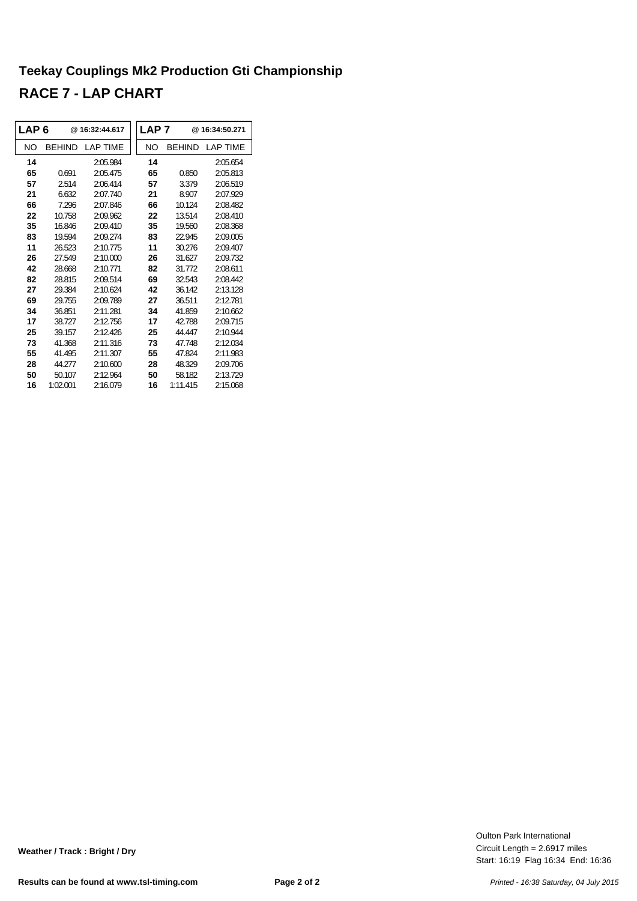## Teekay Couplings Mk2 Production Gti Championship

## RACE 7 - LAP CHART

| LAP 6 | | @ 16:32:44.617 | LAP 7 | | @ 16:34:50.271 |
|---|---|---|---|---|---|
| NO | BEHIND | LAP TIME | NO | BEHIND | LAP TIME |
| **14** | | 2:05.984 | **14** | | 2:05.654 |
| **65** | 0.691 | 2:05.475 | **65** | 0.850 | 2:05.813 |
| **57** | 2.514 | 2:06.414 | **57** | 3.379 | 2:06.519 |
| **21** | 6.632 | 2:07.740 | **21** | 8.907 | 2:07.929 |
| **66** | 7.296 | 2:07.846 | **66** | 10.124 | 2:08.482 |
| **22** | 10.758 | 2:09.962 | **22** | 13.514 | 2:08.410 |
| **35** | 16.846 | 2:09.410 | **35** | 19.560 | 2:08.368 |
| **83** | 19.594 | 2:09.274 | **83** | 22.945 | 2:09.005 |
| **11** | 26.523 | 2:10.775 | **11** | 30.276 | 2:09.407 |
| **26** | 27.549 | 2:10.000 | **26** | 31.627 | 2:09.732 |
| **42** | 28.668 | 2:10.771 | **82** | 31.772 | 2:08.611 |
| **82** | 28.815 | 2:09.514 | **69** | 32.543 | 2:08.442 |
| **27** | 29.384 | 2:10.624 | **42** | 36.142 | 2:13.128 |
| **69** | 29.755 | 2:09.789 | **27** | 36.511 | 2:12.781 |
| **34** | 36.851 | 2:11.281 | **34** | 41.859 | 2:10.662 |
| **17** | 38.727 | 2:12.756 | **17** | 42.788 | 2:09.715 |
| **25** | 39.157 | 2:12.426 | **25** | 44.447 | 2:10.944 |
| **73** | 41.368 | 2:11.316 | **73** | 47.748 | 2:12.034 |
| **55** | 41.495 | 2:11.307 | **55** | 47.824 | 2:11.983 |
| **28** | 44.277 | 2:10.600 | **28** | 48.329 | 2:09.706 |
| **50** | 50.107 | 2:12.964 | **50** | 58.182 | 2:13.729 |
| **16** | 1:02.001 | 2:16.079 | **16** | 1:11.415 | 2:15.068 |

**Weather / Track : Bright / Dry**

Oulton Park International
Circuit Length = 2.6917 miles
Start: 16:19 Flag 16:34 End: 16:36

**Results can be found at www.tsl-timing.com**

*Printed - 16:38 Saturday, 04 July 2015*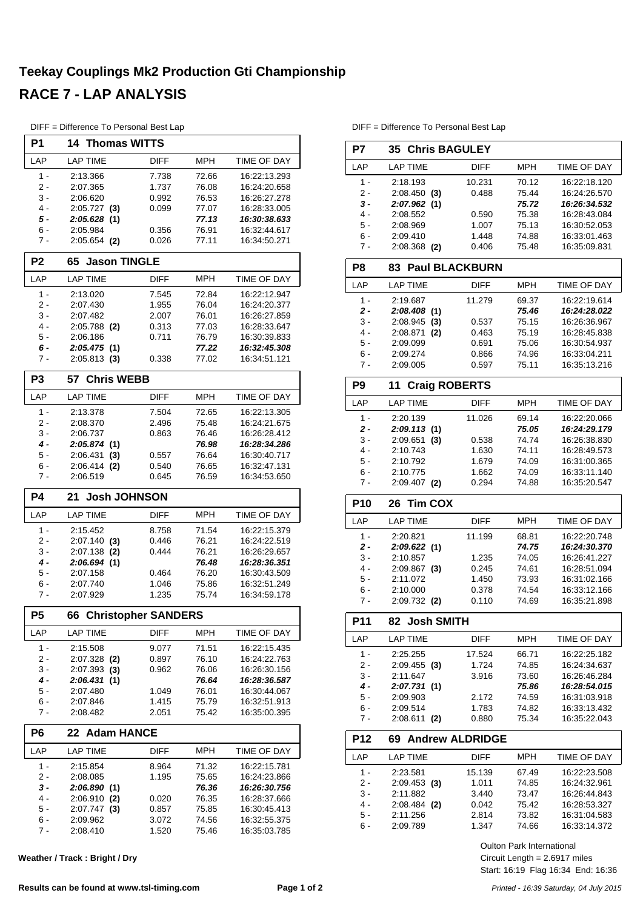# Teekay Couplings Mk2 Production Gti Championship

## RACE 7 - LAP ANALYSIS

DIFF = Difference To Personal Best Lap

### P1 14 Thomas WITTS

| LAP | LAP TIME | DIFF | MPH | TIME OF DAY |
|---|---|---|---|---|
| 1 - | 2:13.366 | 7.738 | 72.66 | 16:22:13.293 |
| 2 - | 2:07.365 | 1.737 | 76.08 | 16:24:20.658 |
| 3 - | 2:06.620 | 0.992 | 76.53 | 16:26:27.278 |
| 4 - | 2:05.727 **(3)** | 0.099 | 77.07 | 16:28:33.005 |
| ***5 -*** | ***2:05.628 (1)*** | | ***77.13*** | ***16:30:38.633*** |
| 6 - | 2:05.984 | 0.356 | 76.91 | 16:32:44.617 |
| 7 - | 2:05.654 **(2)** | 0.026 | 77.11 | 16:34:50.271 |

### P2 65 Jason TINGLE

| LAP | LAP TIME | DIFF | MPH | TIME OF DAY |
|---|---|---|---|---|
| 1 - | 2:13.020 | 7.545 | 72.84 | 16:22:12.947 |
| 2 - | 2:07.430 | 1.955 | 76.04 | 16:24:20.377 |
| 3 - | 2:07.482 | 2.007 | 76.01 | 16:26:27.859 |
| 4 - | 2:05.788 **(2)** | 0.313 | 77.03 | 16:28:33.647 |
| 5 - | 2:06.186 | 0.711 | 76.79 | 16:30:39.833 |
| ***6 -*** | ***2:05.475 (1)*** | | ***77.22*** | ***16:32:45.308*** |
| 7 - | 2:05.813 **(3)** | 0.338 | 77.02 | 16:34:51.121 |

### P3 57 Chris WEBB

| LAP | LAP TIME | DIFF | MPH | TIME OF DAY |
|---|---|---|---|---|
| 1 - | 2:13.378 | 7.504 | 72.65 | 16:22:13.305 |
| 2 - | 2:08.370 | 2.496 | 75.48 | 16:24:21.675 |
| 3 - | 2:06.737 | 0.863 | 76.46 | 16:26:28.412 |
| ***4 -*** | ***2:05.874 (1)*** | | ***76.98*** | ***16:28:34.286*** |
| 5 - | 2:06.431 **(3)** | 0.557 | 76.64 | 16:30:40.717 |
| 6 - | 2:06.414 **(2)** | 0.540 | 76.65 | 16:32:47.131 |
| 7 - | 2:06.519 | 0.645 | 76.59 | 16:34:53.650 |

### P4 21 Josh JOHNSON

| LAP | LAP TIME | DIFF | MPH | TIME OF DAY |
|---|---|---|---|---|
| 1 - | 2:15.452 | 8.758 | 71.54 | 16:22:15.379 |
| 2 - | 2:07.140 **(3)** | 0.446 | 76.21 | 16:24:22.519 |
| 3 - | 2:07.138 **(2)** | 0.444 | 76.21 | 16:26:29.657 |
| ***4 -*** | ***2:06.694 (1)*** | | ***76.48*** | ***16:28:36.351*** |
| 5 - | 2:07.158 | 0.464 | 76.20 | 16:30:43.509 |
| 6 - | 2:07.740 | 1.046 | 75.86 | 16:32:51.249 |
| 7 - | 2:07.929 | 1.235 | 75.74 | 16:34:59.178 |

### P5 66 Christopher SANDERS

| LAP | LAP TIME | DIFF | MPH | TIME OF DAY |
|---|---|---|---|---|
| 1 - | 2:15.508 | 9.077 | 71.51 | 16:22:15.435 |
| 2 - | 2:07.328 **(2)** | 0.897 | 76.10 | 16:24:22.763 |
| 3 - | 2:07.393 **(3)** | 0.962 | 76.06 | 16:26:30.156 |
| ***4 -*** | ***2:06.431 (1)*** | | ***76.64*** | ***16:28:36.587*** |
| 5 - | 2:07.480 | 1.049 | 76.01 | 16:30:44.067 |
| 6 - | 2:07.846 | 1.415 | 75.79 | 16:32:51.913 |
| 7 - | 2:08.482 | 2.051 | 75.42 | 16:35:00.395 |

### P6 22 Adam HANCE

| LAP | LAP TIME | DIFF | MPH | TIME OF DAY |
|---|---|---|---|---|
| 1 - | 2:15.854 | 8.964 | 71.32 | 16:22:15.781 |
| 2 - | 2:08.085 | 1.195 | 75.65 | 16:24:23.866 |
| ***3 -*** | ***2:06.890 (1)*** | | ***76.36*** | ***16:26:30.756*** |
| 4 - | 2:06.910 **(2)** | 0.020 | 76.35 | 16:28:37.666 |
| 5 - | 2:07.747 **(3)** | 0.857 | 75.85 | 16:30:45.413 |
| 6 - | 2:09.962 | 3.072 | 74.56 | 16:32:55.375 |
| 7 - | 2:08.410 | 1.520 | 75.46 | 16:35:03.785 |

### P7 35 Chris BAGULEY

| LAP | LAP TIME | DIFF | MPH | TIME OF DAY |
|---|---|---|---|---|
| 1 - | 2:18.193 | 10.231 | 70.12 | 16:22:18.120 |
| 2 - | 2:08.450 **(3)** | 0.488 | 75.44 | 16:24:26.570 |
| ***3 -*** | ***2:07.962 (1)*** | | ***75.72*** | ***16:26:34.532*** |
| 4 - | 2:08.552 | 0.590 | 75.38 | 16:28:43.084 |
| 5 - | 2:08.969 | 1.007 | 75.13 | 16:30:52.053 |
| 6 - | 2:09.410 | 1.448 | 74.88 | 16:33:01.463 |
| 7 - | 2:08.368 **(2)** | 0.406 | 75.48 | 16:35:09.831 |

### P8 83 Paul BLACKBURN

| LAP | LAP TIME | DIFF | MPH | TIME OF DAY |
|---|---|---|---|---|
| 1 - | 2:19.687 | 11.279 | 69.37 | 16:22:19.614 |
| ***2 -*** | ***2:08.408 (1)*** | | ***75.46*** | ***16:24:28.022*** |
| 3 - | 2:08.945 **(3)** | 0.537 | 75.15 | 16:26:36.967 |
| 4 - | 2:08.871 **(2)** | 0.463 | 75.19 | 16:28:45.838 |
| 5 - | 2:09.099 | 0.691 | 75.06 | 16:30:54.937 |
| 6 - | 2:09.274 | 0.866 | 74.96 | 16:33:04.211 |
| 7 - | 2:09.005 | 0.597 | 75.11 | 16:35:13.216 |

### P9 11 Craig ROBERTS

| LAP | LAP TIME | DIFF | MPH | TIME OF DAY |
|---|---|---|---|---|
| 1 - | 2:20.139 | 11.026 | 69.14 | 16:22:20.066 |
| ***2 -*** | ***2:09.113 (1)*** | | ***75.05*** | ***16:24:29.179*** |
| 3 - | 2:09.651 **(3)** | 0.538 | 74.74 | 16:26:38.830 |
| 4 - | 2:10.743 | 1.630 | 74.11 | 16:28:49.573 |
| 5 - | 2:10.792 | 1.679 | 74.09 | 16:31:00.365 |
| 6 - | 2:10.775 | 1.662 | 74.09 | 16:33:11.140 |
| 7 - | 2:09.407 **(2)** | 0.294 | 74.88 | 16:35:20.547 |

### P10 26 Tim COX

| LAP | LAP TIME | DIFF | MPH | TIME OF DAY |
|---|---|---|---|---|
| 1 - | 2:20.821 | 11.199 | 68.81 | 16:22:20.748 |
| ***2 -*** | ***2:09.622 (1)*** | | ***74.75*** | ***16:24:30.370*** |
| 3 - | 2:10.857 | 1.235 | 74.05 | 16:26:41.227 |
| 4 - | 2:09.867 **(3)** | 0.245 | 74.61 | 16:28:51.094 |
| 5 - | 2:11.072 | 1.450 | 73.93 | 16:31:02.166 |
| 6 - | 2:10.000 | 0.378 | 74.54 | 16:33:12.166 |
| 7 - | 2:09.732 **(2)** | 0.110 | 74.69 | 16:35:21.898 |

### P11 82 Josh SMITH

| LAP | LAP TIME | DIFF | MPH | TIME OF DAY |
|---|---|---|---|---|
| 1 - | 2:25.255 | 17.524 | 66.71 | 16:22:25.182 |
| 2 - | 2:09.455 **(3)** | 1.724 | 74.85 | 16:24:34.637 |
| 3 - | 2:11.647 | 3.916 | 73.60 | 16:26:46.284 |
| ***4 -*** | ***2:07.731 (1)*** | | ***75.86*** | ***16:28:54.015*** |
| 5 - | 2:09.903 | 2.172 | 74.59 | 16:31:03.918 |
| 6 - | 2:09.514 | 1.783 | 74.82 | 16:33:13.432 |
| 7 - | 2:08.611 **(2)** | 0.880 | 75.34 | 16:35:22.043 |

### P12 69 Andrew ALDRIDGE

| LAP | LAP TIME | DIFF | MPH | TIME OF DAY |
|---|---|---|---|---|
| 1 - | 2:23.581 | 15.139 | 67.49 | 16:22:23.508 |
| 2 - | 2:09.453 **(3)** | 1.011 | 74.85 | 16:24:32.961 |
| 3 - | 2:11.882 | 3.440 | 73.47 | 16:26:44.843 |
| 4 - | 2:08.484 **(2)** | 0.042 | 75.42 | 16:28:53.327 |
| 5 - | 2:11.256 | 2.814 | 73.82 | 16:31:04.583 |
| 6 - | 2:09.789 | 1.347 | 74.66 | 16:33:14.372 |

**Weather / Track : Bright / Dry**

Oulton Park International
Circuit Length = 2.6917 miles
Start: 16:19 Flag 16:34 End: 16:36

**Results can be found at www.tsl-timing.com**

*Printed - 16:39 Saturday, 04 July 2015*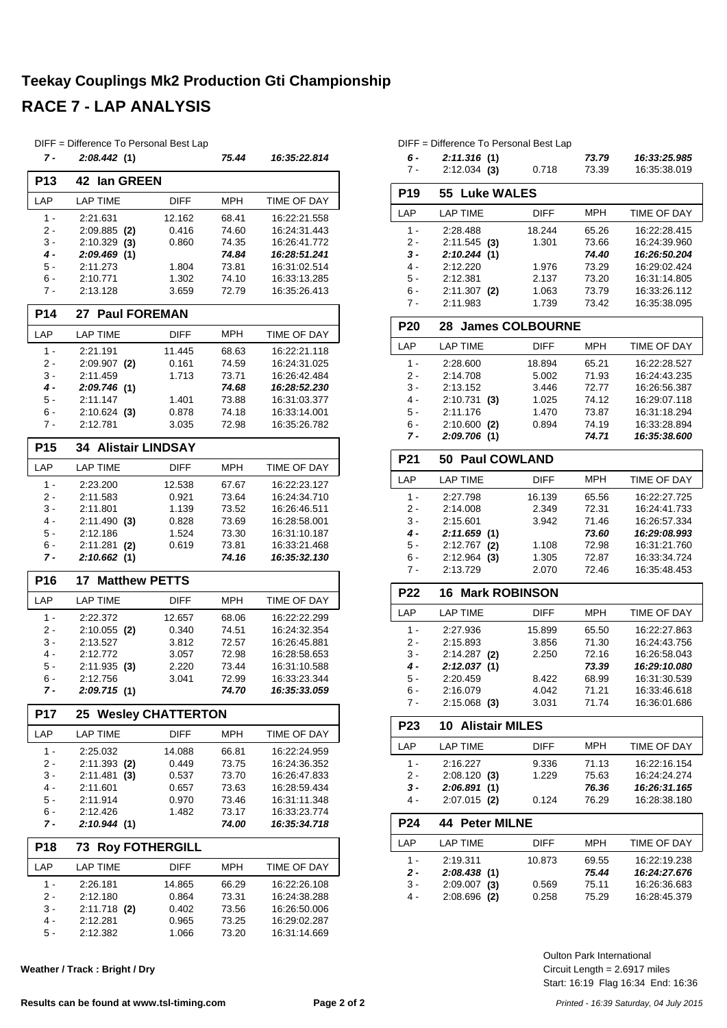# Teekay Couplings Mk2 Production Gti Championship

## RACE 7 - LAP ANALYSIS

DIFF = Difference To Personal Best Lap

| | | | | |
|---|---|---|---|---|
| ***7 -*** | ***2:08.442 (1)*** | | ***75.44*** | ***16:35:22.814*** |

### P13 42 Ian GREEN

| LAP | LAP TIME | DIFF | MPH | TIME OF DAY |
|---|---|---|---|---|
| 1 - | 2:21.631 | 12.162 | 68.41 | 16:22:21.558 |
| 2 - | 2:09.885 **(2)** | 0.416 | 74.60 | 16:24:31.443 |
| 3 - | 2:10.329 **(3)** | 0.860 | 74.35 | 16:26:41.772 |
| ***4 -*** | ***2:09.469 (1)*** | | ***74.84*** | ***16:28:51.241*** |
| 5 - | 2:11.273 | 1.804 | 73.81 | 16:31:02.514 |
| 6 - | 2:10.771 | 1.302 | 74.10 | 16:33:13.285 |
| 7 - | 2:13.128 | 3.659 | 72.79 | 16:35:26.413 |

### P14 27 Paul FOREMAN

| LAP | LAP TIME | DIFF | MPH | TIME OF DAY |
|---|---|---|---|---|
| 1 - | 2:21.191 | 11.445 | 68.63 | 16:22:21.118 |
| 2 - | 2:09.907 **(2)** | 0.161 | 74.59 | 16:24:31.025 |
| 3 - | 2:11.459 | 1.713 | 73.71 | 16:26:42.484 |
| ***4 -*** | ***2:09.746 (1)*** | | ***74.68*** | ***16:28:52.230*** |
| 5 - | 2:11.147 | 1.401 | 73.88 | 16:31:03.377 |
| 6 - | 2:10.624 **(3)** | 0.878 | 74.18 | 16:33:14.001 |
| 7 - | 2:12.781 | 3.035 | 72.98 | 16:35:26.782 |

### P15 34 Alistair LINDSAY

| LAP | LAP TIME | DIFF | MPH | TIME OF DAY |
|---|---|---|---|---|
| 1 - | 2:23.200 | 12.538 | 67.67 | 16:22:23.127 |
| 2 - | 2:11.583 | 0.921 | 73.64 | 16:24:34.710 |
| 3 - | 2:11.801 | 1.139 | 73.52 | 16:26:46.511 |
| 4 - | 2:11.490 **(3)** | 0.828 | 73.69 | 16:28:58.001 |
| 5 - | 2:12.186 | 1.524 | 73.30 | 16:31:10.187 |
| 6 - | 2:11.281 **(2)** | 0.619 | 73.81 | 16:33:21.468 |
| ***7 -*** | ***2:10.662 (1)*** | | ***74.16*** | ***16:35:32.130*** |

### P16 17 Matthew PETTS

| LAP | LAP TIME | DIFF | MPH | TIME OF DAY |
|---|---|---|---|---|
| 1 - | 2:22.372 | 12.657 | 68.06 | 16:22:22.299 |
| 2 - | 2:10.055 **(2)** | 0.340 | 74.51 | 16:24:32.354 |
| 3 - | 2:13.527 | 3.812 | 72.57 | 16:26:45.881 |
| 4 - | 2:12.772 | 3.057 | 72.98 | 16:28:58.653 |
| 5 - | 2:11.935 **(3)** | 2.220 | 73.44 | 16:31:10.588 |
| 6 - | 2:12.756 | 3.041 | 72.99 | 16:33:23.344 |
| ***7 -*** | ***2:09.715 (1)*** | | ***74.70*** | ***16:35:33.059*** |

### P17 25 Wesley CHATTERTON

| LAP | LAP TIME | DIFF | MPH | TIME OF DAY |
|---|---|---|---|---|
| 1 - | 2:25.032 | 14.088 | 66.81 | 16:22:24.959 |
| 2 - | 2:11.393 **(2)** | 0.449 | 73.75 | 16:24:36.352 |
| 3 - | 2:11.481 **(3)** | 0.537 | 73.70 | 16:26:47.833 |
| 4 - | 2:11.601 | 0.657 | 73.63 | 16:28:59.434 |
| 5 - | 2:11.914 | 0.970 | 73.46 | 16:31:11.348 |
| 6 - | 2:12.426 | 1.482 | 73.17 | 16:33:23.774 |
| ***7 -*** | ***2:10.944 (1)*** | | ***74.00*** | ***16:35:34.718*** |

### P18 73 Roy FOTHERGILL

| LAP | LAP TIME | DIFF | MPH | TIME OF DAY |
|---|---|---|---|---|
| 1 - | 2:26.181 | 14.865 | 66.29 | 16:22:26.108 |
| 2 - | 2:12.180 | 0.864 | 73.31 | 16:24:38.288 |
| 3 - | 2:11.718 **(2)** | 0.402 | 73.56 | 16:26:50.006 |
| 4 - | 2:12.281 | 0.965 | 73.25 | 16:29:02.287 |
| 5 - | 2:12.382 | 1.066 | 73.20 | 16:31:14.669 |
| ***6 -*** | ***2:11.316 (1)*** | | ***73.79*** | ***16:33:25.985*** |
| 7 - | 2:12.034 **(3)** | 0.718 | 73.39 | 16:35:38.019 |

### P19 55 Luke WALES

| LAP | LAP TIME | DIFF | MPH | TIME OF DAY |
|---|---|---|---|---|
| 1 - | 2:28.488 | 18.244 | 65.26 | 16:22:28.415 |
| 2 - | 2:11.545 **(3)** | 1.301 | 73.66 | 16:24:39.960 |
| ***3 -*** | ***2:10.244 (1)*** | | ***74.40*** | ***16:26:50.204*** |
| 4 - | 2:12.220 | 1.976 | 73.29 | 16:29:02.424 |
| 5 - | 2:12.381 | 2.137 | 73.20 | 16:31:14.805 |
| 6 - | 2:11.307 **(2)** | 1.063 | 73.79 | 16:33:26.112 |
| 7 - | 2:11.983 | 1.739 | 73.42 | 16:35:38.095 |

### P20 28 James COLBOURNE

| LAP | LAP TIME | DIFF | MPH | TIME OF DAY |
|---|---|---|---|---|
| 1 - | 2:28.600 | 18.894 | 65.21 | 16:22:28.527 |
| 2 - | 2:14.708 | 5.002 | 71.93 | 16:24:43.235 |
| 3 - | 2:13.152 | 3.446 | 72.77 | 16:26:56.387 |
| 4 - | 2:10.731 **(3)** | 1.025 | 74.12 | 16:29:07.118 |
| 5 - | 2:11.176 | 1.470 | 73.87 | 16:31:18.294 |
| 6 - | 2:10.600 **(2)** | 0.894 | 74.19 | 16:33:28.894 |
| ***7 -*** | ***2:09.706 (1)*** | | ***74.71*** | ***16:35:38.600*** |

### P21 50 Paul COWLAND

| LAP | LAP TIME | DIFF | MPH | TIME OF DAY |
|---|---|---|---|---|
| 1 - | 2:27.798 | 16.139 | 65.56 | 16:22:27.725 |
| 2 - | 2:14.008 | 2.349 | 72.31 | 16:24:41.733 |
| 3 - | 2:15.601 | 3.942 | 71.46 | 16:26:57.334 |
| ***4 -*** | ***2:11.659 (1)*** | | ***73.60*** | ***16:29:08.993*** |
| 5 - | 2:12.767 **(2)** | 1.108 | 72.98 | 16:31:21.760 |
| 6 - | 2:12.964 **(3)** | 1.305 | 72.87 | 16:33:34.724 |
| 7 - | 2:13.729 | 2.070 | 72.46 | 16:35:48.453 |

### P22 16 Mark ROBINSON

| LAP | LAP TIME | DIFF | MPH | TIME OF DAY |
|---|---|---|---|---|
| 1 - | 2:27.936 | 15.899 | 65.50 | 16:22:27.863 |
| 2 - | 2:15.893 | 3.856 | 71.30 | 16:24:43.756 |
| 3 - | 2:14.287 **(2)** | 2.250 | 72.16 | 16:26:58.043 |
| ***4 -*** | ***2:12.037 (1)*** | | ***73.39*** | ***16:29:10.080*** |
| 5 - | 2:20.459 | 8.422 | 68.99 | 16:31:30.539 |
| 6 - | 2:16.079 | 4.042 | 71.21 | 16:33:46.618 |
| 7 - | 2:15.068 **(3)** | 3.031 | 71.74 | 16:36:01.686 |

### P23 10 Alistair MILES

| LAP | LAP TIME | DIFF | MPH | TIME OF DAY |
|---|---|---|---|---|
| 1 - | 2:16.227 | 9.336 | 71.13 | 16:22:16.154 |
| 2 - | 2:08.120 **(3)** | 1.229 | 75.63 | 16:24:24.274 |
| ***3 -*** | ***2:06.891 (1)*** | | ***76.36*** | ***16:26:31.165*** |
| 4 - | 2:07.015 **(2)** | 0.124 | 76.29 | 16:28:38.180 |

### P24 44 Peter MILNE

| LAP | LAP TIME | DIFF | MPH | TIME OF DAY |
|---|---|---|---|---|
| 1 - | 2:19.311 | 10.873 | 69.55 | 16:22:19.238 |
| ***2 -*** | ***2:08.438 (1)*** | | ***75.44*** | ***16:24:27.676*** |
| 3 - | 2:09.007 **(3)** | 0.569 | 75.11 | 16:26:36.683 |
| 4 - | 2:08.696 **(2)** | 0.258 | 75.29 | 16:28:45.379 |

**Weather / Track : Bright / Dry**

Oulton Park International
Circuit Length = 2.6917 miles
Start: 16:19 Flag 16:34 End: 16:36

**Results can be found at www.tsl-timing.com**

*Printed - 16:39 Saturday, 04 July 2015*